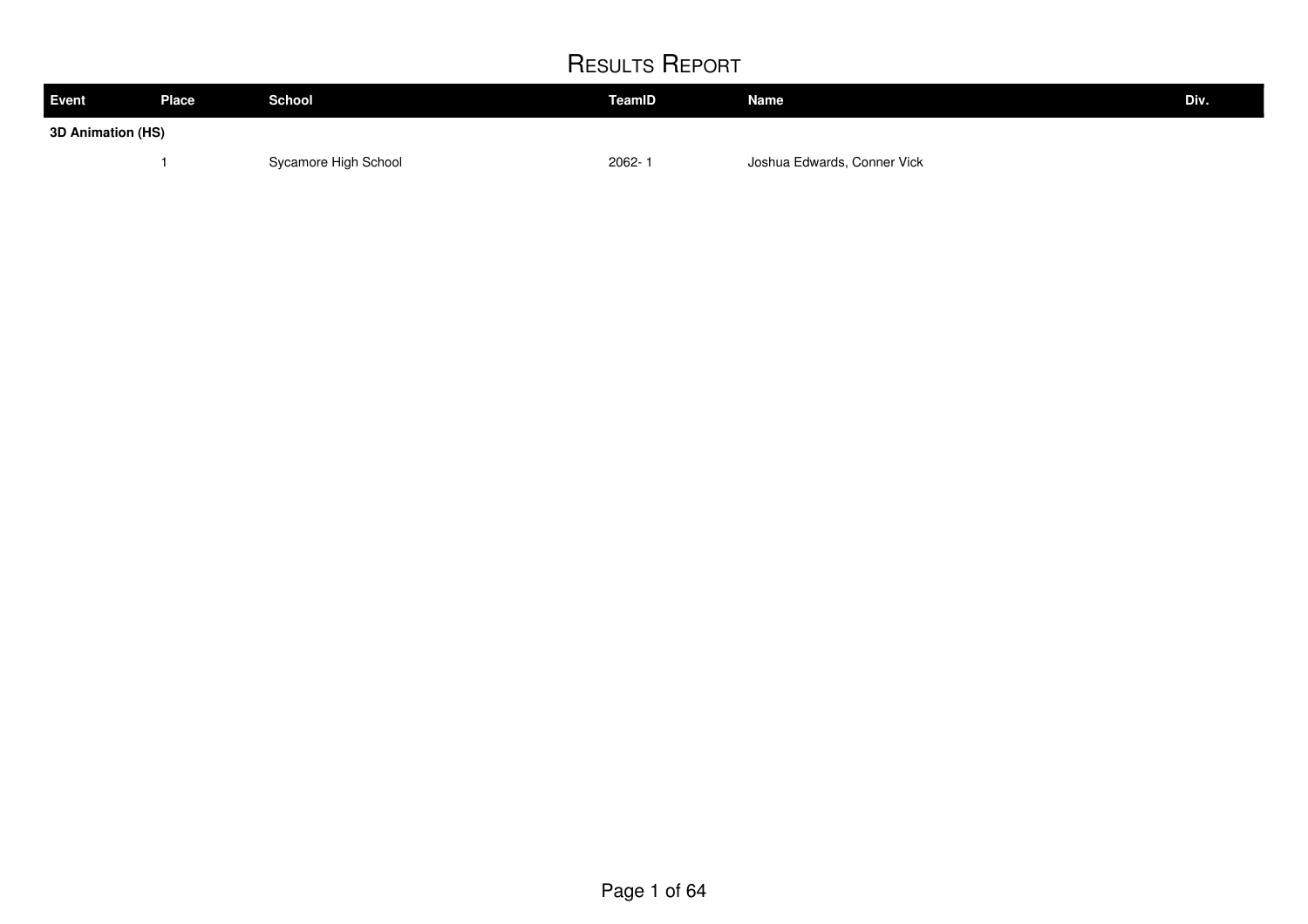# Results Report

| Event | Place | School | TeamID | Name | Div. |
|---|---|---|---|---|---|
| **3D Animation (HS)** | | | | | |
| | 1 | Sycamore High School | 2062- 1 | Joshua Edwards, Conner Vick | |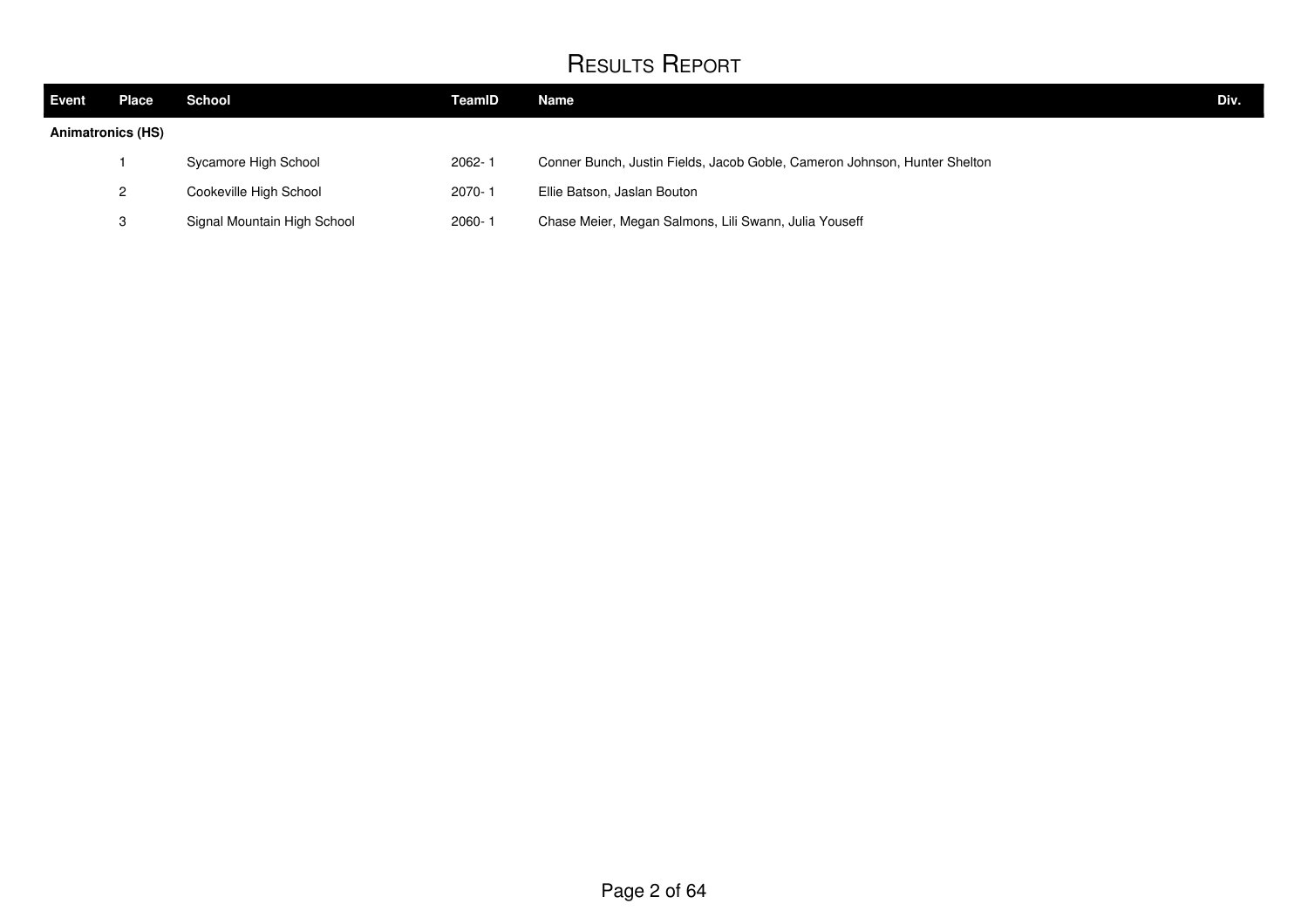# Results Report

| Event | Place | School | TeamID | Name | Div. |
| --- | --- | --- | --- | --- | --- |
| **Animatronics (HS)** | | | | | |
| | 1 | Sycamore High School | 2062- 1 | Conner Bunch, Justin Fields, Jacob Goble, Cameron Johnson, Hunter Shelton | |
| | 2 | Cookeville High School | 2070- 1 | Ellie Batson, Jaslan Bouton | |
| | 3 | Signal Mountain High School | 2060- 1 | Chase Meier, Megan Salmons, Lili Swann, Julia Youseff | |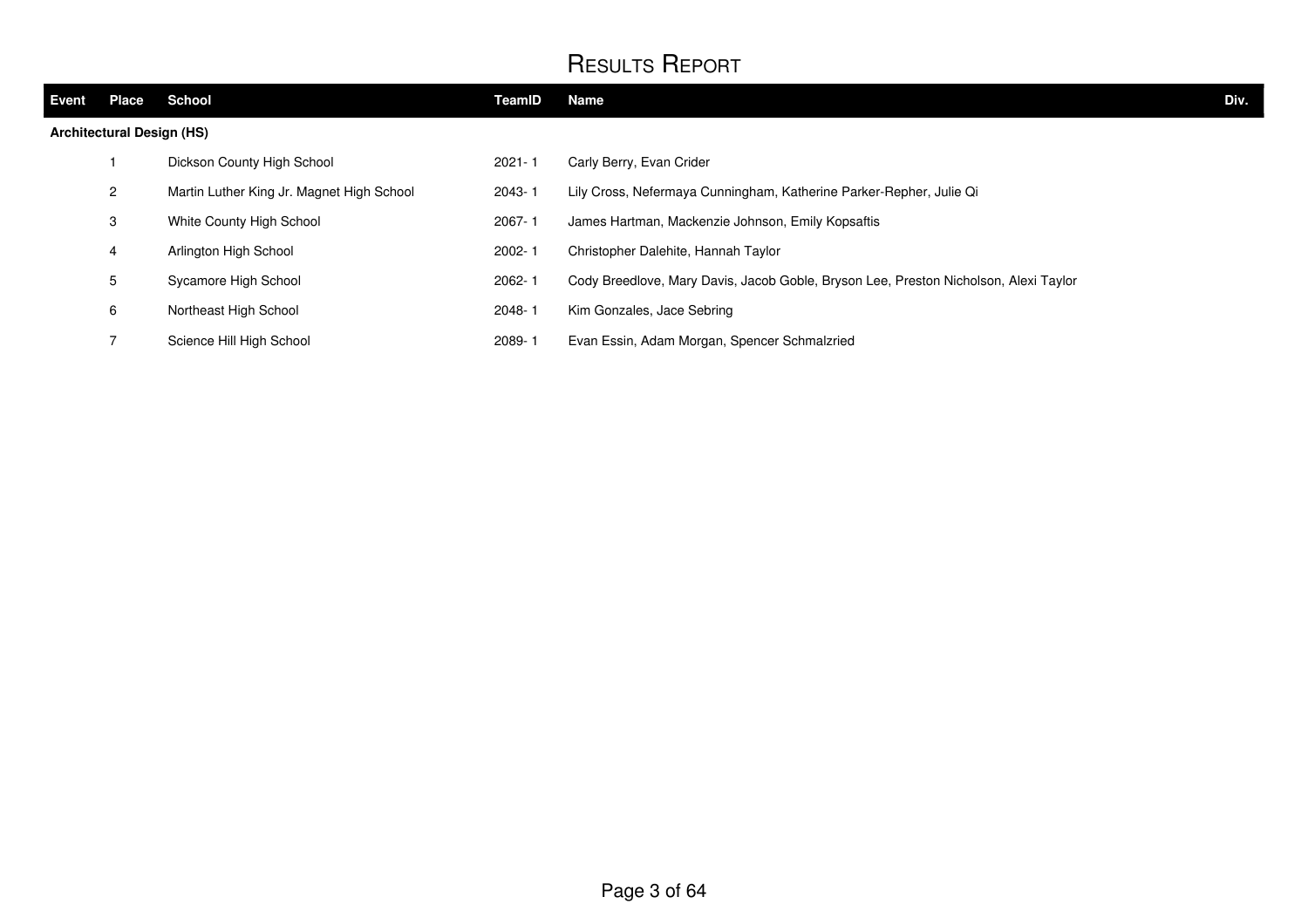# Results Report

| Event | Place | School | TeamID | Name | Div. |
|---|---|---|---|---|---|
| **Architectural Design (HS)** | | | | | |
| | 1 | Dickson County High School | 2021- 1 | Carly Berry, Evan Crider | |
| | 2 | Martin Luther King Jr. Magnet High School | 2043- 1 | Lily Cross, Nefermaya Cunningham, Katherine Parker-Repher, Julie Qi | |
| | 3 | White County High School | 2067- 1 | James Hartman, Mackenzie Johnson, Emily Kopsaftis | |
| | 4 | Arlington High School | 2002- 1 | Christopher Dalehite, Hannah Taylor | |
| | 5 | Sycamore High School | 2062- 1 | Cody Breedlove, Mary Davis, Jacob Goble, Bryson Lee, Preston Nicholson, Alexi Taylor | |
| | 6 | Northeast High School | 2048- 1 | Kim Gonzales, Jace Sebring | |
| | 7 | Science Hill High School | 2089- 1 | Evan Essin, Adam Morgan, Spencer Schmalzried | |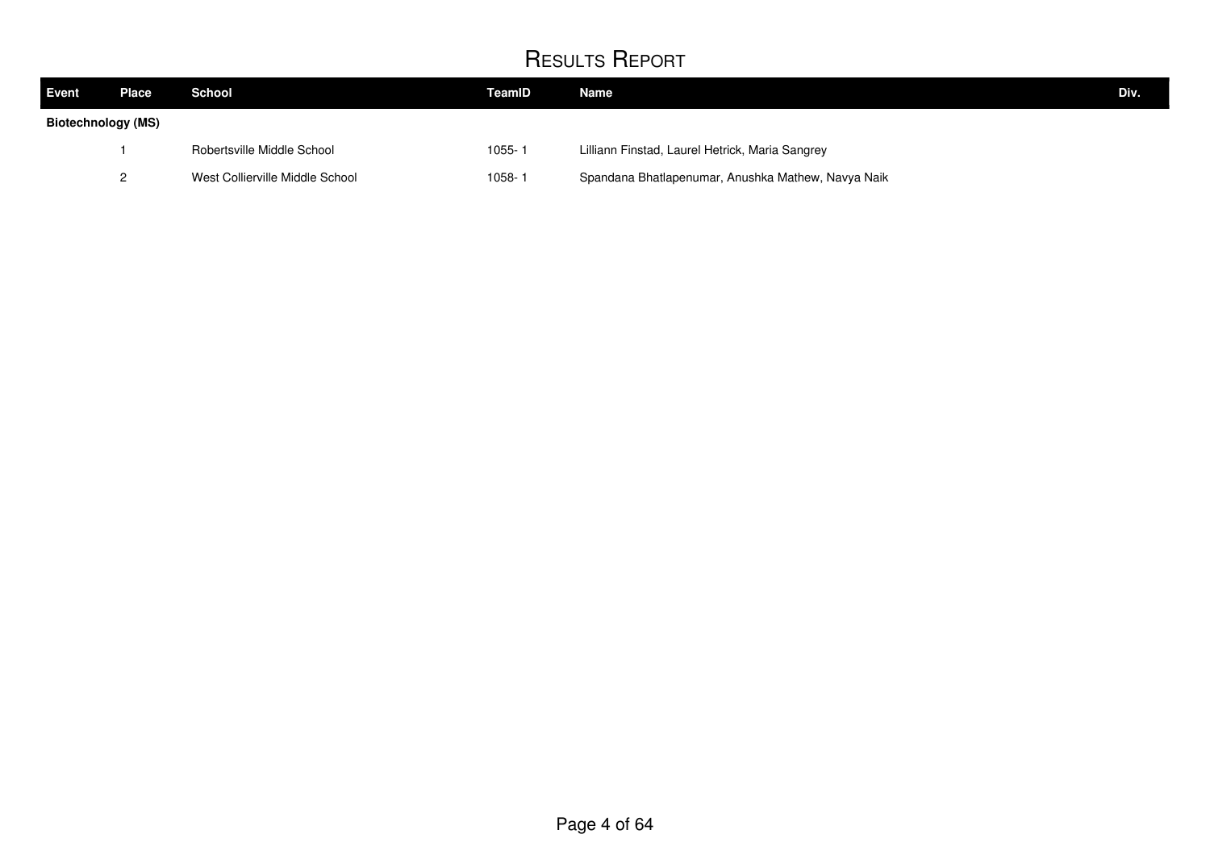# Results Report

| Event | Place | School | TeamID | Name | Div. |
|---|---|---|---|---|---|
| **Biotechnology (MS)** | | | | | |
| | 1 | Robertsville Middle School | 1055- 1 | Lilliann Finstad, Laurel Hetrick, Maria Sangrey | |
| | 2 | West Collierville Middle School | 1058- 1 | Spandana Bhatlapenumar, Anushka Mathew, Navya Naik | |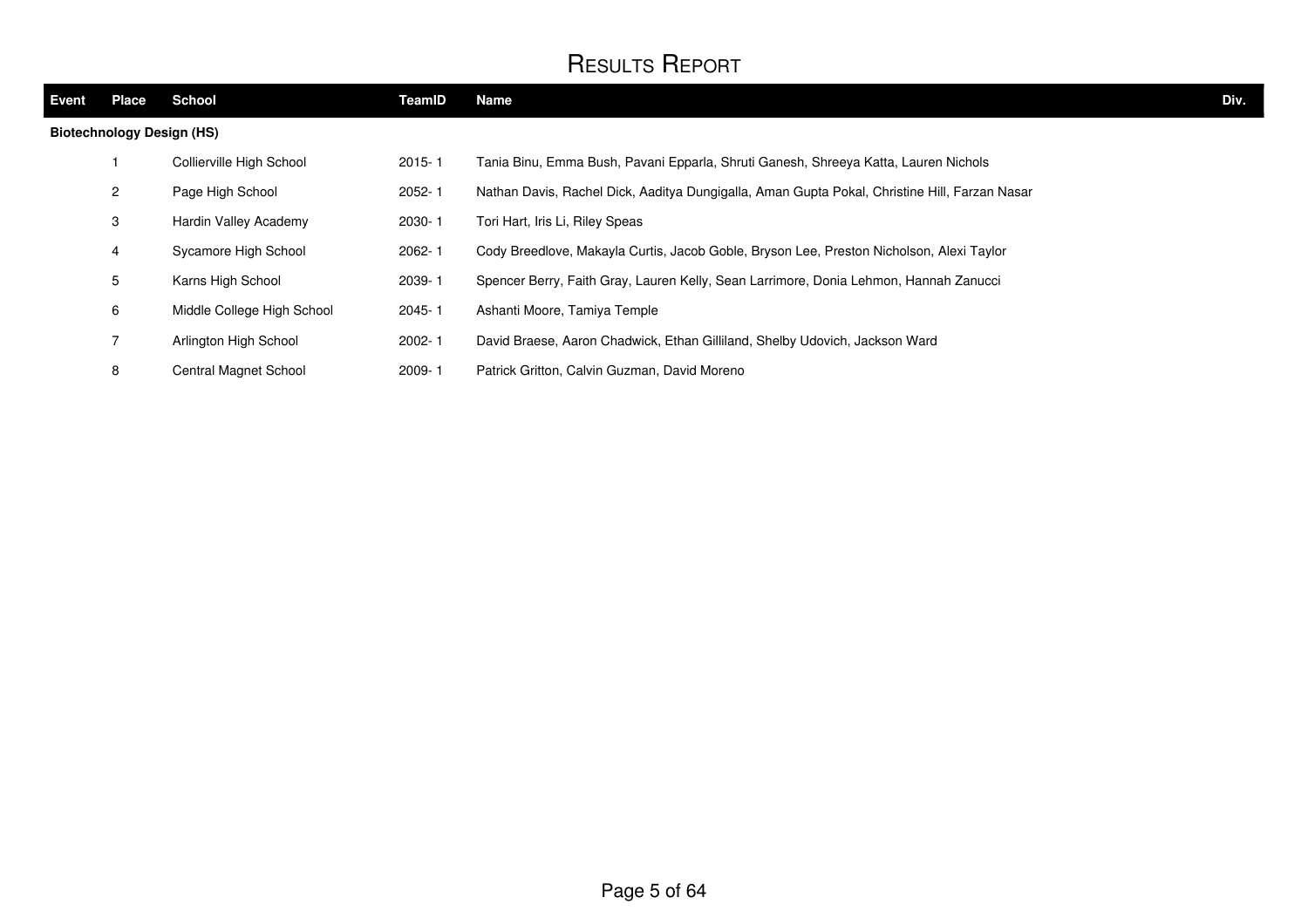# Results Report

| Event | Place | School | TeamID | Name | Div. |
|---|---|---|---|---|---|
| **Biotechnology Design (HS)** | | | | | |
| | 1 | Collierville High School | 2015- 1 | Tania Binu, Emma Bush, Pavani Epparla, Shruti Ganesh, Shreeya Katta, Lauren Nichols | |
| | 2 | Page High School | 2052- 1 | Nathan Davis, Rachel Dick, Aaditya Dungigalla, Aman Gupta Pokal, Christine Hill, Farzan Nasar | |
| | 3 | Hardin Valley Academy | 2030- 1 | Tori Hart, Iris Li, Riley Speas | |
| | 4 | Sycamore High School | 2062- 1 | Cody Breedlove, Makayla Curtis, Jacob Goble, Bryson Lee, Preston Nicholson, Alexi Taylor | |
| | 5 | Karns High School | 2039- 1 | Spencer Berry, Faith Gray, Lauren Kelly, Sean Larrimore, Donia Lehmon, Hannah Zanucci | |
| | 6 | Middle College High School | 2045- 1 | Ashanti Moore, Tamiya Temple | |
| | 7 | Arlington High School | 2002- 1 | David Braese, Aaron Chadwick, Ethan Gilliland, Shelby Udovich, Jackson Ward | |
| | 8 | Central Magnet School | 2009- 1 | Patrick Gritton, Calvin Guzman, David Moreno | |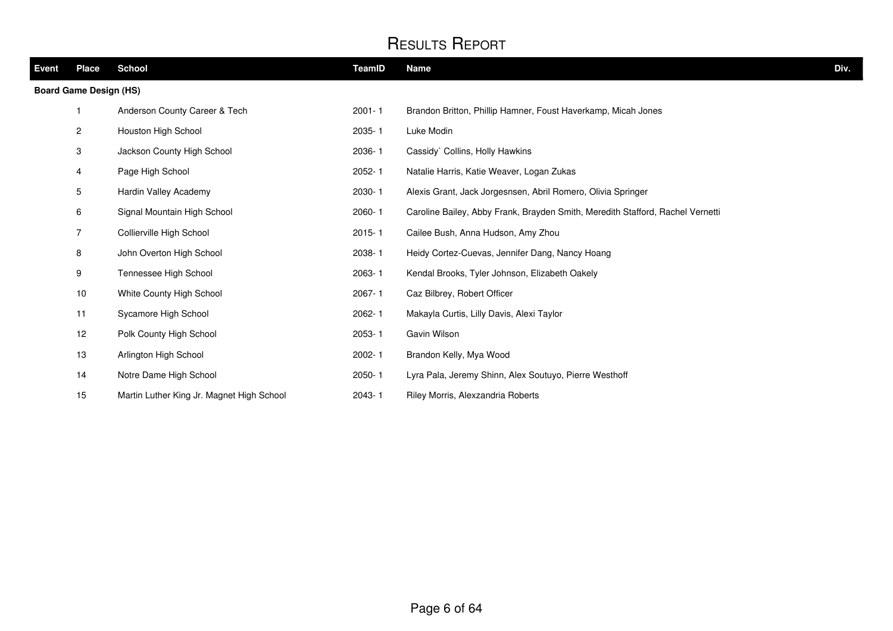# Results Report

| Event | Place | School | TeamID | Name | Div. |
|---|---|---|---|---|---|
| **Board Game Design (HS)** | | | | | |
| | 1 | Anderson County Career & Tech | 2001- 1 | Brandon Britton, Phillip Hamner, Foust Haverkamp, Micah Jones | |
| | 2 | Houston High School | 2035- 1 | Luke Modin | |
| | 3 | Jackson County High School | 2036- 1 | Cassidy` Collins, Holly Hawkins | |
| | 4 | Page High School | 2052- 1 | Natalie Harris, Katie Weaver, Logan Zukas | |
| | 5 | Hardin Valley Academy | 2030- 1 | Alexis Grant, Jack Jorgesnsen, Abril Romero, Olivia Springer | |
| | 6 | Signal Mountain High School | 2060- 1 | Caroline Bailey, Abby Frank, Brayden Smith, Meredith Stafford, Rachel Vernetti | |
| | 7 | Collierville High School | 2015- 1 | Cailee Bush, Anna Hudson, Amy Zhou | |
| | 8 | John Overton High School | 2038- 1 | Heidy Cortez-Cuevas, Jennifer Dang, Nancy Hoang | |
| | 9 | Tennessee High School | 2063- 1 | Kendal Brooks, Tyler Johnson, Elizabeth Oakely | |
| | 10 | White County High School | 2067- 1 | Caz Bilbrey, Robert Officer | |
| | 11 | Sycamore High School | 2062- 1 | Makayla Curtis, Lilly Davis, Alexi Taylor | |
| | 12 | Polk County High School | 2053- 1 | Gavin Wilson | |
| | 13 | Arlington High School | 2002- 1 | Brandon Kelly, Mya Wood | |
| | 14 | Notre Dame High School | 2050- 1 | Lyra Pala, Jeremy Shinn, Alex Soutuyo, Pierre Westhoff | |
| | 15 | Martin Luther King Jr. Magnet High School | 2043- 1 | Riley Morris, Alexzandria Roberts | |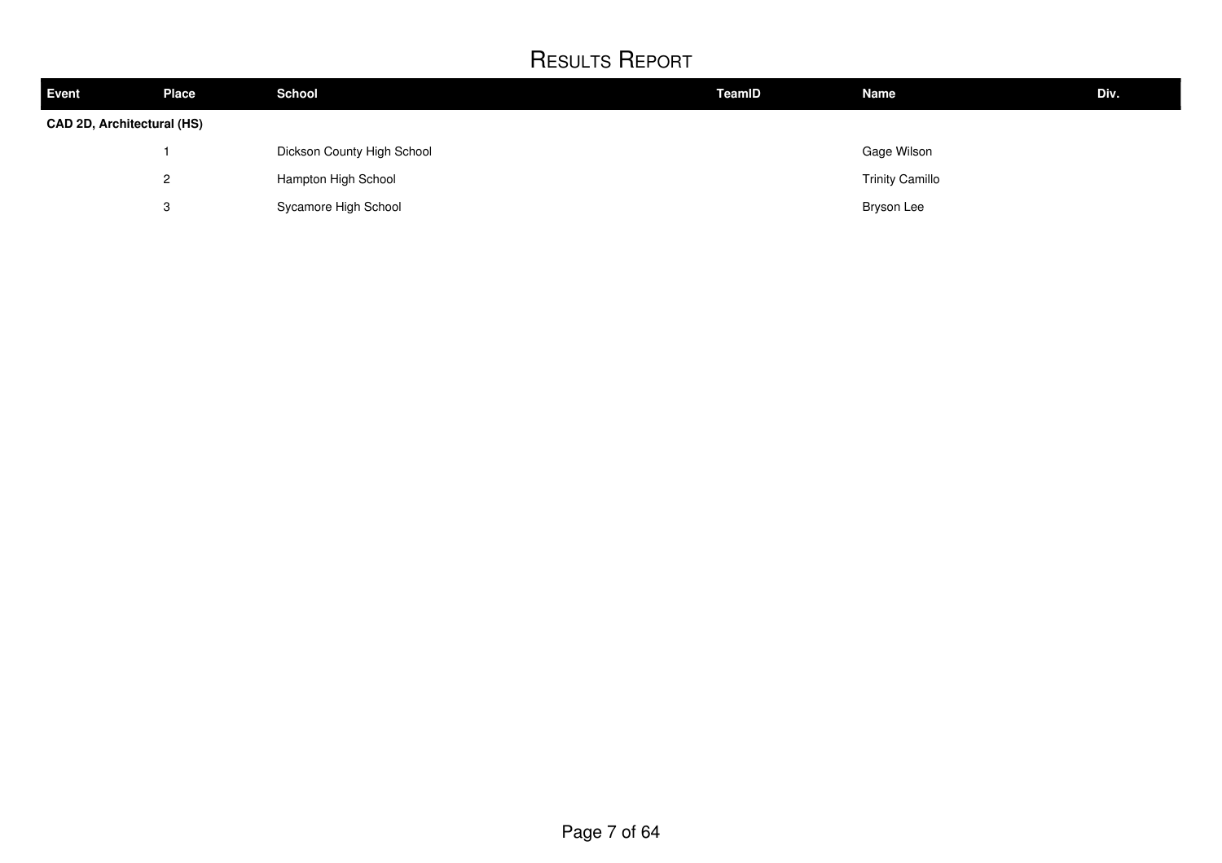# Results Report

| Event | Place | School | TeamID | Name | Div. |
|---|---|---|---|---|---|
| **CAD 2D, Architectural (HS)** | | | | | |
| | 1 | Dickson County High School | | Gage Wilson | |
| | 2 | Hampton High School | | Trinity Camillo | |
| | 3 | Sycamore High School | | Bryson Lee | |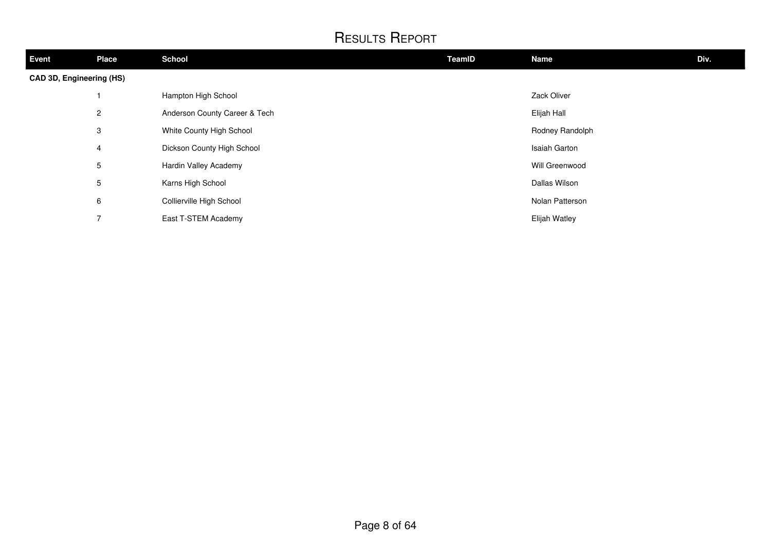# Results Report

| Event | Place | School | TeamID | Name | Div. |
|---|---|---|---|---|---|
| **CAD 3D, Engineering (HS)** | | | | | |
| | 1 | Hampton High School | | Zack Oliver | |
| | 2 | Anderson County Career & Tech | | Elijah Hall | |
| | 3 | White County High School | | Rodney Randolph | |
| | 4 | Dickson County High School | | Isaiah Garton | |
| | 5 | Hardin Valley Academy | | Will Greenwood | |
| | 5 | Karns High School | | Dallas Wilson | |
| | 6 | Collierville High School | | Nolan Patterson | |
| | 7 | East T-STEM Academy | | Elijah Watley | |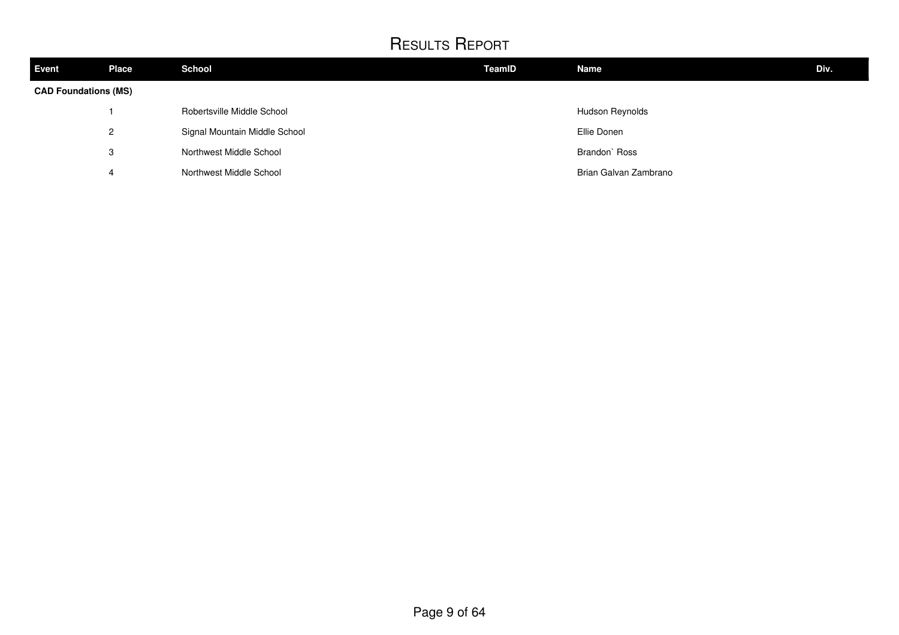# Results Report

| Event | Place | School | TeamID | Name | Div. |
|---|---|---|---|---|---|
| **CAD Foundations (MS)** | | | | | |
| | 1 | Robertsville Middle School | | Hudson Reynolds | |
| | 2 | Signal Mountain Middle School | | Ellie Donen | |
| | 3 | Northwest Middle School | | Brandon` Ross | |
| | 4 | Northwest Middle School | | Brian Galvan Zambrano | |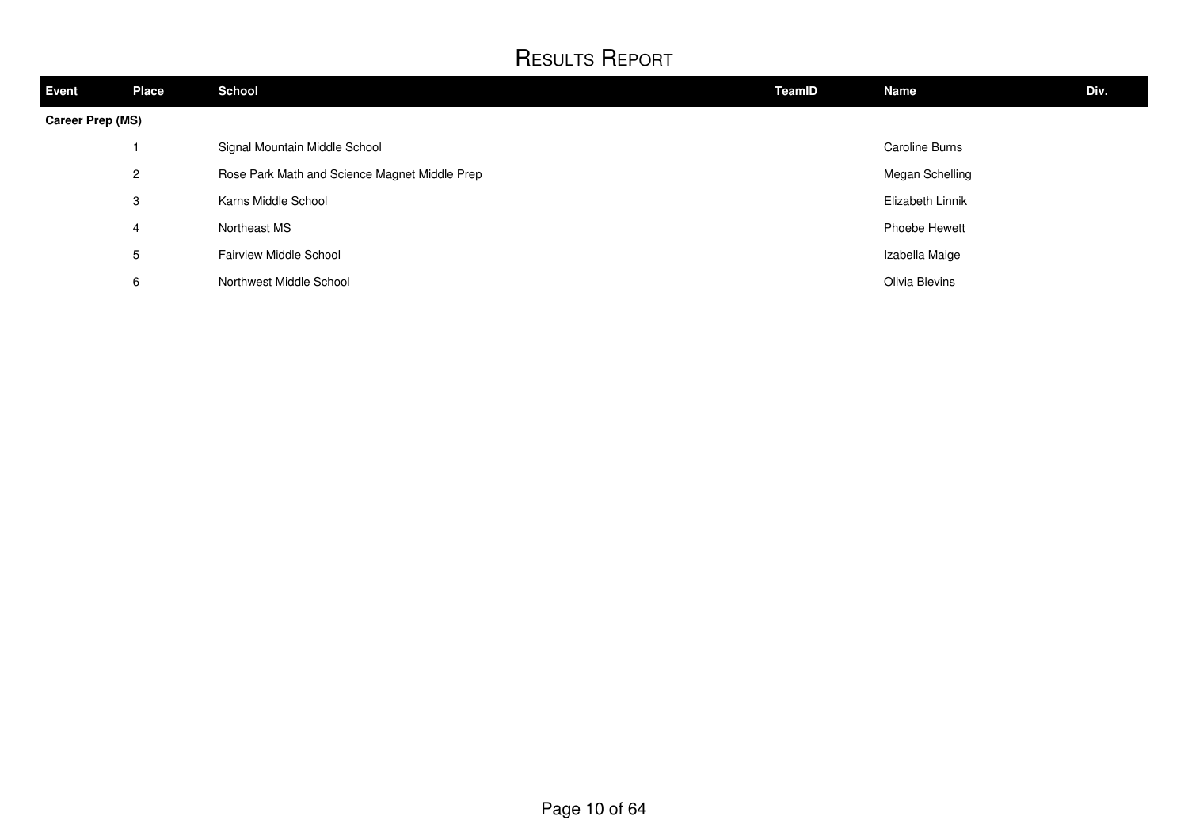# Results Report

| Event | Place | School | TeamID | Name | Div. |
|---|---|---|---|---|---|
| **Career Prep (MS)** | | | | | |
| | 1 | Signal Mountain Middle School | | Caroline Burns | |
| | 2 | Rose Park Math and Science Magnet Middle Prep | | Megan Schelling | |
| | 3 | Karns Middle School | | Elizabeth Linnik | |
| | 4 | Northeast MS | | Phoebe Hewett | |
| | 5 | Fairview Middle School | | Izabella Maige | |
| | 6 | Northwest Middle School | | Olivia Blevins | |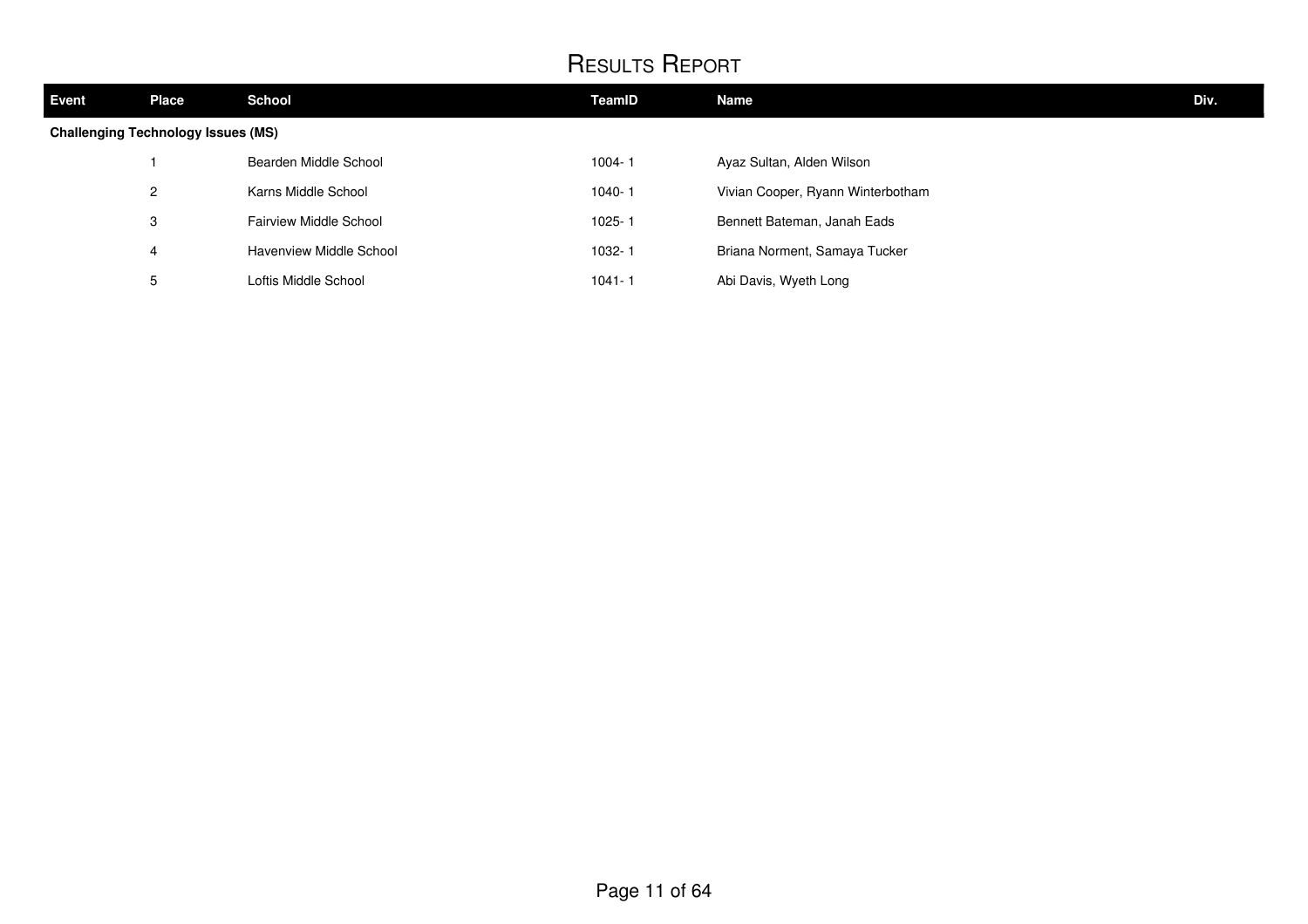# Results Report

| Event | Place | School | TeamID | Name | Div. |
|---|---|---|---|---|---|
| **Challenging Technology Issues (MS)** | | | | | |
| | 1 | Bearden Middle School | 1004- 1 | Ayaz Sultan, Alden Wilson | |
| | 2 | Karns Middle School | 1040- 1 | Vivian Cooper, Ryann Winterbotham | |
| | 3 | Fairview Middle School | 1025- 1 | Bennett Bateman, Janah Eads | |
| | 4 | Havenview Middle School | 1032- 1 | Briana Norment, Samaya Tucker | |
| | 5 | Loftis Middle School | 1041- 1 | Abi Davis, Wyeth Long | |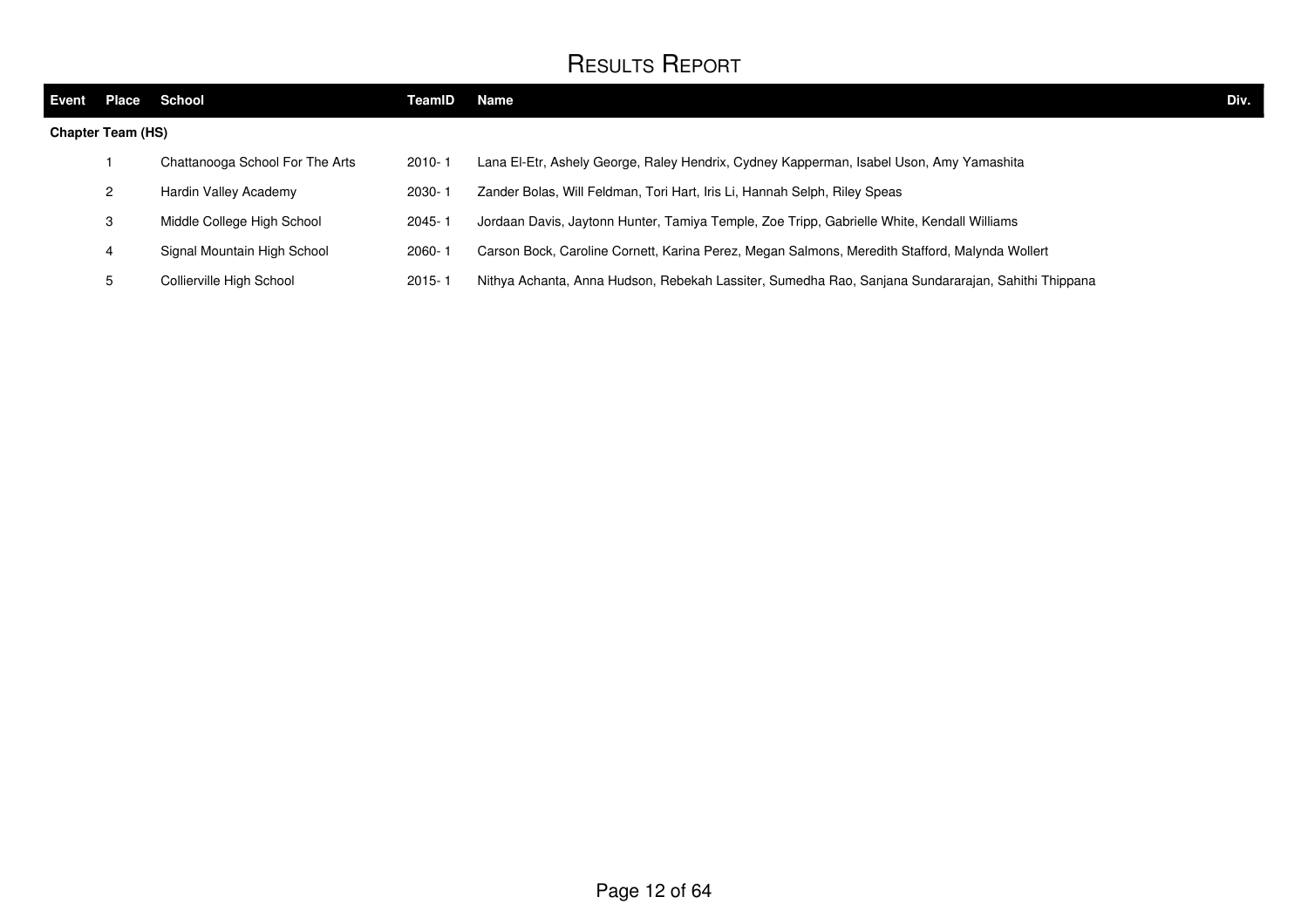# Results Report

| Event | Place | School | TeamID | Name | Div. |
|---|---|---|---|---|---|
| **Chapter Team (HS)** | | | | | |
| | 1 | Chattanooga School For The Arts | 2010- 1 | Lana El-Etr, Ashely George, Raley Hendrix, Cydney Kapperman, Isabel Uson, Amy Yamashita | |
| | 2 | Hardin Valley Academy | 2030- 1 | Zander Bolas, Will Feldman, Tori Hart, Iris Li, Hannah Selph, Riley Speas | |
| | 3 | Middle College High School | 2045- 1 | Jordaan Davis, Jaytonn Hunter, Tamiya Temple, Zoe Tripp, Gabrielle White, Kendall Williams | |
| | 4 | Signal Mountain High School | 2060- 1 | Carson Bock, Caroline Cornett, Karina Perez, Megan Salmons, Meredith Stafford, Malynda Wollert | |
| | 5 | Collierville High School | 2015- 1 | Nithya Achanta, Anna Hudson, Rebekah Lassiter, Sumedha Rao, Sanjana Sundararajan, Sahithi Thippana | |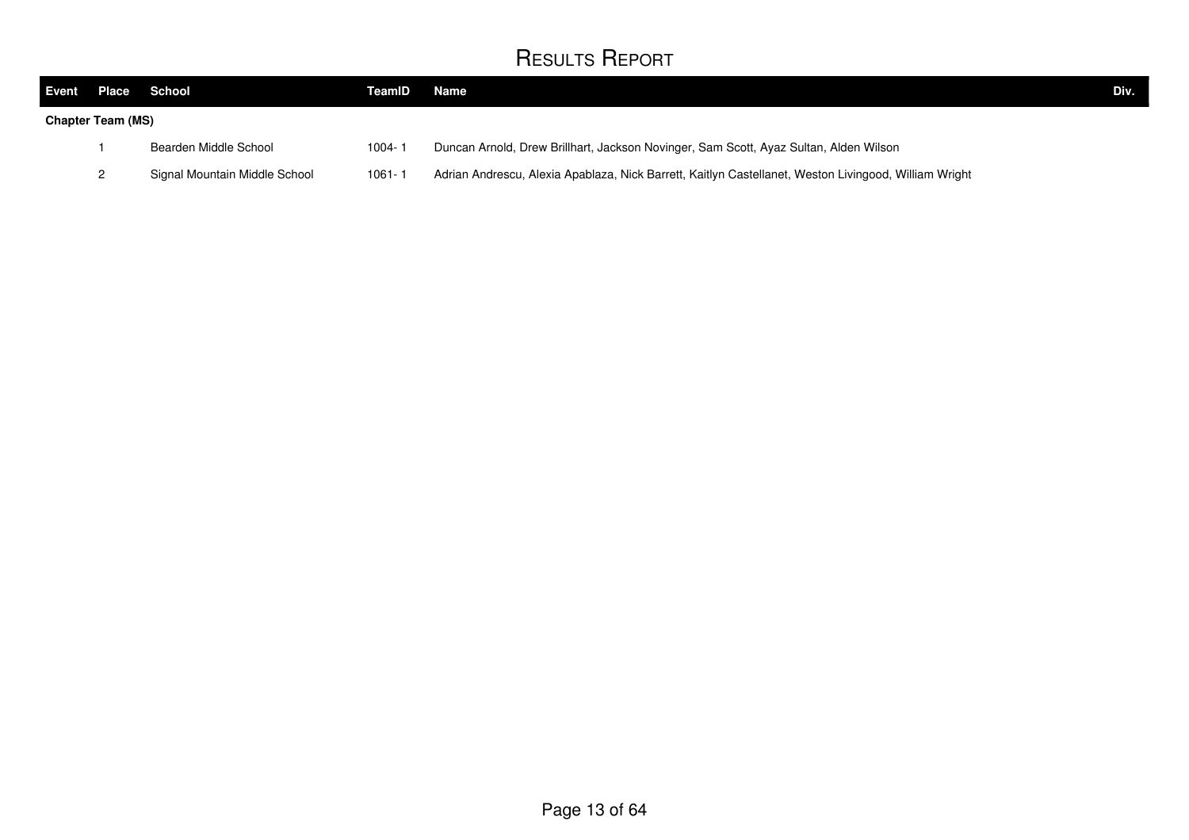# Results Report

| Event | Place | School | TeamID | Name | Div. |
|---|---|---|---|---|---|
| **Chapter Team (MS)** | | | | | |
| | 1 | Bearden Middle School | 1004- 1 | Duncan Arnold, Drew Brillhart, Jackson Novinger, Sam Scott, Ayaz Sultan, Alden Wilson | |
| | 2 | Signal Mountain Middle School | 1061- 1 | Adrian Andrescu, Alexia Apablaza, Nick Barrett, Kaitlyn Castellanet, Weston Livingood, William Wright | |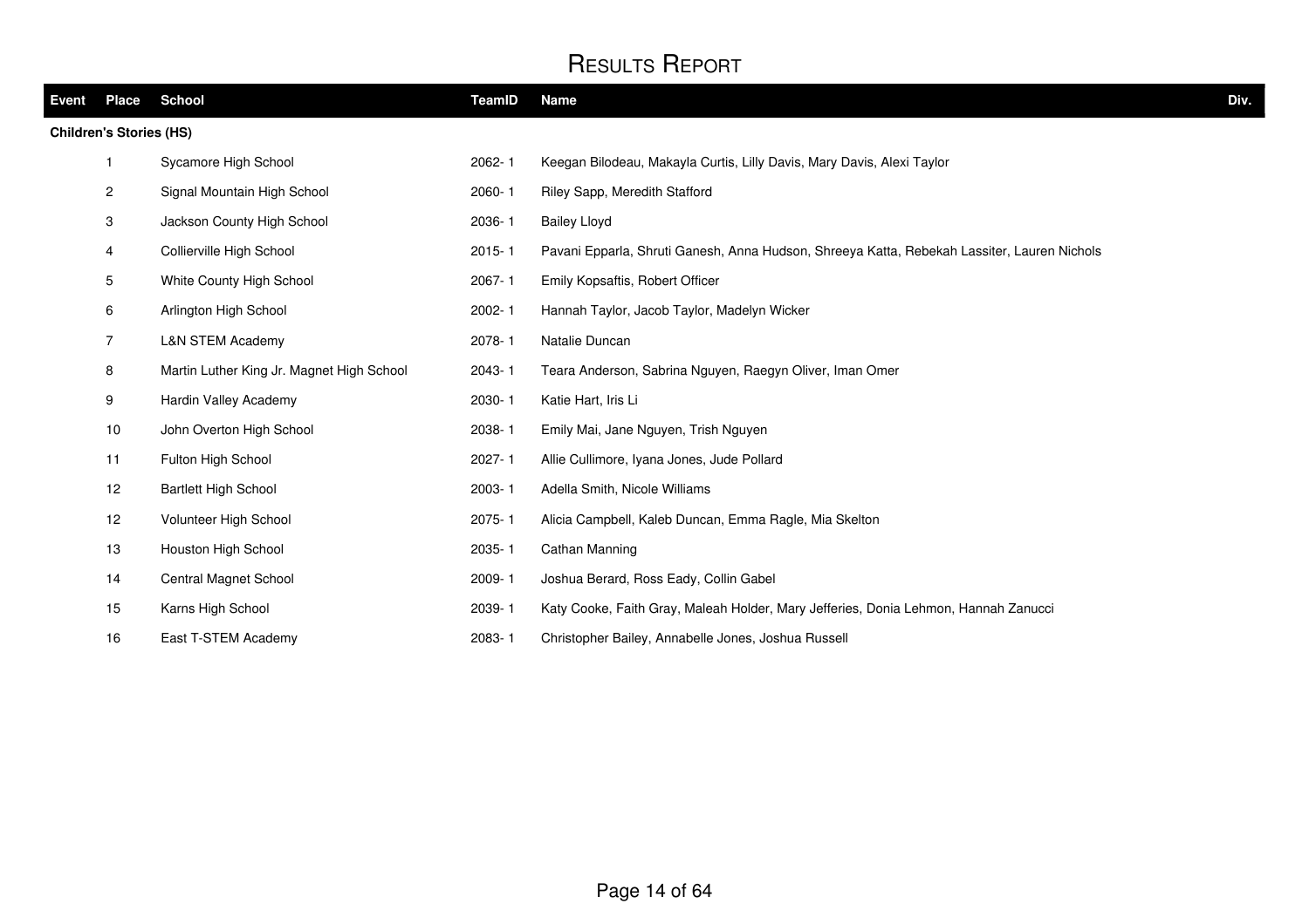# Results Report

| Event | Place | School | TeamID | Name | Div. |
|---|---|---|---|---|---|
| **Children's Stories (HS)** | | | | | |
| | 1 | Sycamore High School | 2062- 1 | Keegan Bilodeau, Makayla Curtis, Lilly Davis, Mary Davis, Alexi Taylor | |
| | 2 | Signal Mountain High School | 2060- 1 | Riley Sapp, Meredith Stafford | |
| | 3 | Jackson County High School | 2036- 1 | Bailey Lloyd | |
| | 4 | Collierville High School | 2015- 1 | Pavani Epparla, Shruti Ganesh, Anna Hudson, Shreeya Katta, Rebekah Lassiter, Lauren Nichols | |
| | 5 | White County High School | 2067- 1 | Emily Kopsaftis, Robert Officer | |
| | 6 | Arlington High School | 2002- 1 | Hannah Taylor, Jacob Taylor, Madelyn Wicker | |
| | 7 | L&N STEM Academy | 2078- 1 | Natalie Duncan | |
| | 8 | Martin Luther King Jr. Magnet High School | 2043- 1 | Teara Anderson, Sabrina Nguyen, Raegyn Oliver, Iman Omer | |
| | 9 | Hardin Valley Academy | 2030- 1 | Katie Hart, Iris Li | |
| | 10 | John Overton High School | 2038- 1 | Emily Mai, Jane Nguyen, Trish Nguyen | |
| | 11 | Fulton High School | 2027- 1 | Allie Cullimore, Iyana Jones, Jude Pollard | |
| | 12 | Bartlett High School | 2003- 1 | Adella Smith, Nicole Williams | |
| | 12 | Volunteer High School | 2075- 1 | Alicia Campbell, Kaleb Duncan, Emma Ragle, Mia Skelton | |
| | 13 | Houston High School | 2035- 1 | Cathan Manning | |
| | 14 | Central Magnet School | 2009- 1 | Joshua Berard, Ross Eady, Collin Gabel | |
| | 15 | Karns High School | 2039- 1 | Katy Cooke, Faith Gray, Maleah Holder, Mary Jefferies, Donia Lehmon, Hannah Zanucci | |
| | 16 | East T-STEM Academy | 2083- 1 | Christopher Bailey, Annabelle Jones, Joshua Russell | |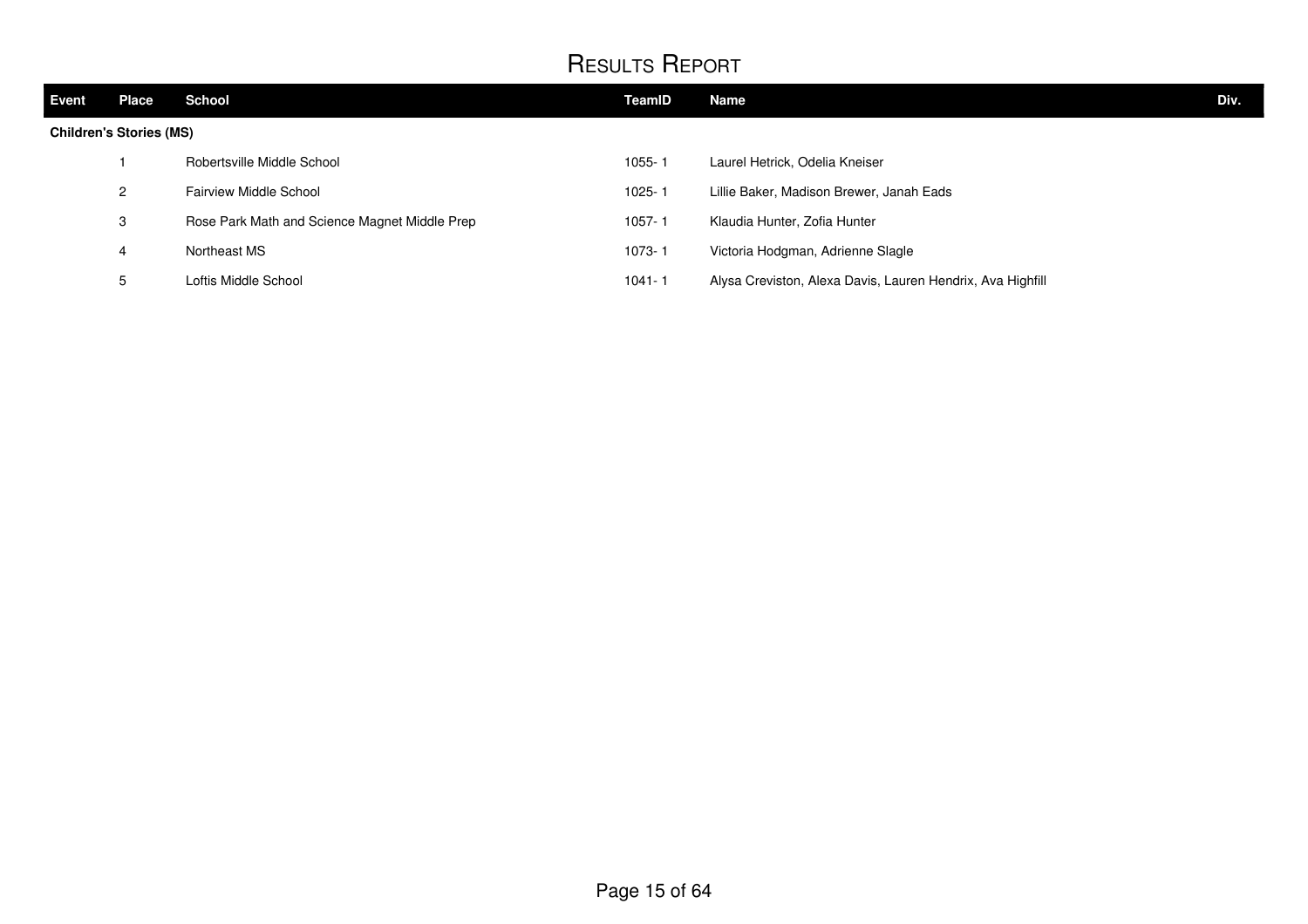# Results Report

| Event | Place | School | TeamID | Name | Div. |
|---|---|---|---|---|---|
| **Children's Stories (MS)** | | | | | |
| | 1 | Robertsville Middle School | 1055- 1 | Laurel Hetrick, Odelia Kneiser | |
| | 2 | Fairview Middle School | 1025- 1 | Lillie Baker, Madison Brewer, Janah Eads | |
| | 3 | Rose Park Math and Science Magnet Middle Prep | 1057- 1 | Klaudia Hunter, Zofia Hunter | |
| | 4 | Northeast MS | 1073- 1 | Victoria Hodgman, Adrienne Slagle | |
| | 5 | Loftis Middle School | 1041- 1 | Alysa Creviston, Alexa Davis, Lauren Hendrix, Ava Highfill | |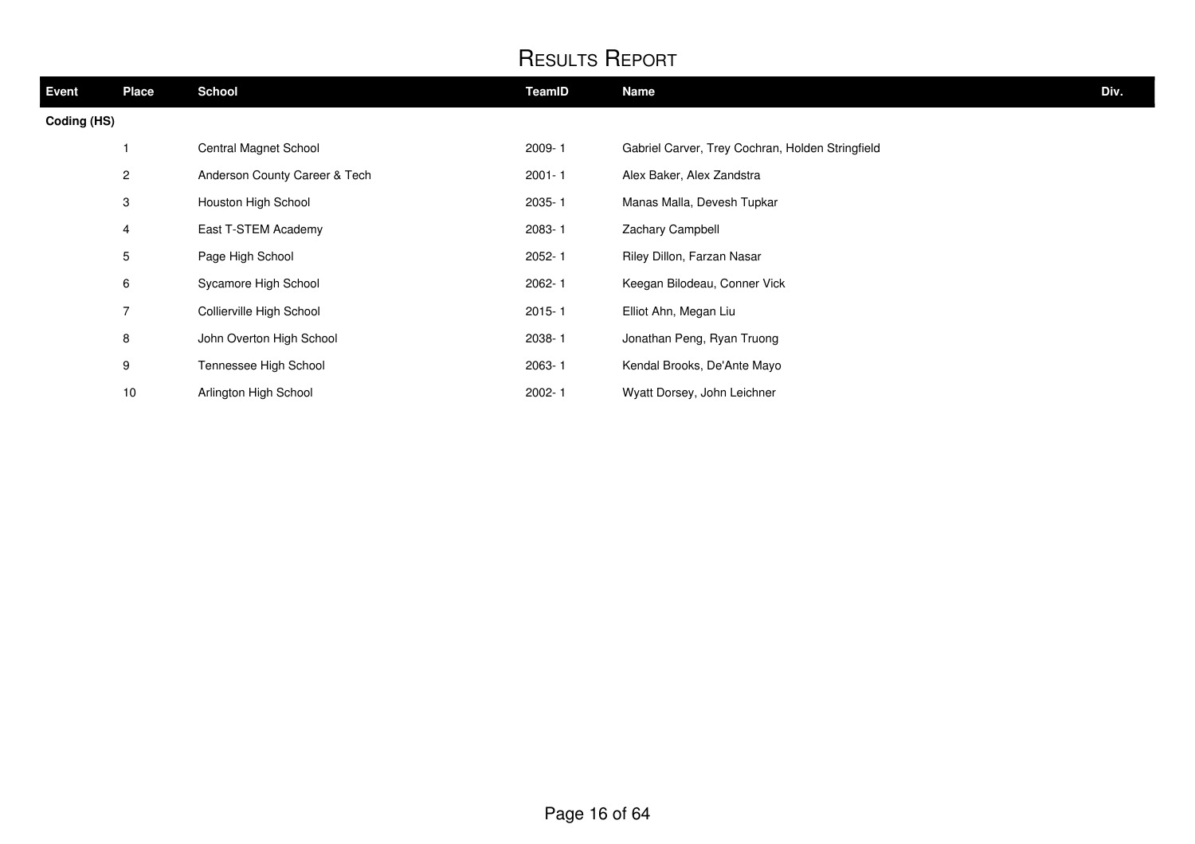# Results Report

| Event | Place | School | TeamID | Name | Div. |
|---|---|---|---|---|---|
| **Coding (HS)** | | | | | |
| | 1 | Central Magnet School | 2009- 1 | Gabriel Carver, Trey Cochran, Holden Stringfield | |
| | 2 | Anderson County Career & Tech | 2001- 1 | Alex Baker, Alex Zandstra | |
| | 3 | Houston High School | 2035- 1 | Manas Malla, Devesh Tupkar | |
| | 4 | East T-STEM Academy | 2083- 1 | Zachary Campbell | |
| | 5 | Page High School | 2052- 1 | Riley Dillon, Farzan Nasar | |
| | 6 | Sycamore High School | 2062- 1 | Keegan Bilodeau, Conner Vick | |
| | 7 | Collierville High School | 2015- 1 | Elliot Ahn, Megan Liu | |
| | 8 | John Overton High School | 2038- 1 | Jonathan Peng, Ryan Truong | |
| | 9 | Tennessee High School | 2063- 1 | Kendal Brooks, De'Ante Mayo | |
| | 10 | Arlington High School | 2002- 1 | Wyatt Dorsey, John Leichner | |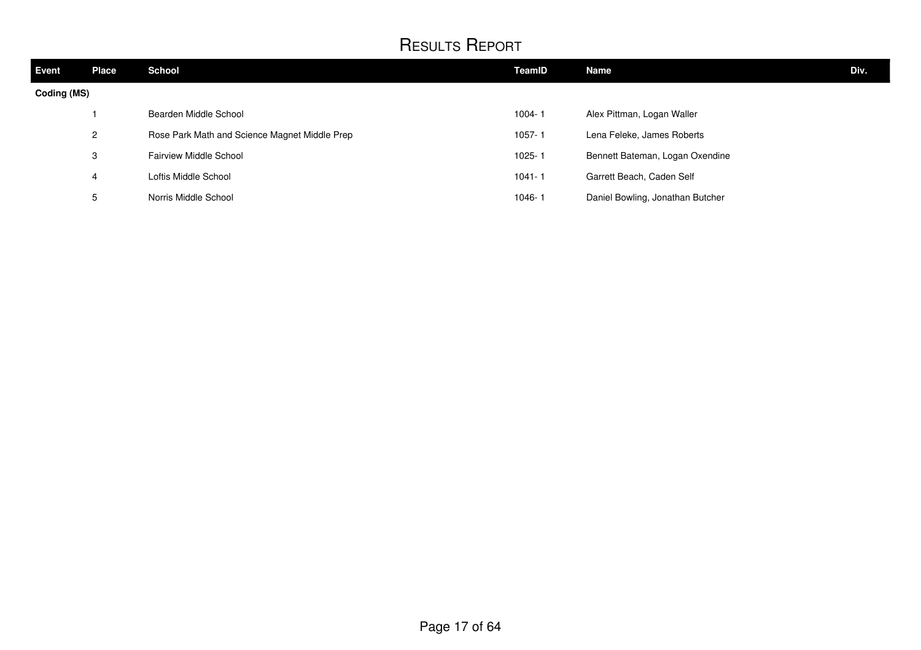# Results Report

| Event | Place | School | TeamID | Name | Div. |
|---|---|---|---|---|---|
| **Coding (MS)** | | | | | |
| | 1 | Bearden Middle School | 1004- 1 | Alex Pittman, Logan Waller | |
| | 2 | Rose Park Math and Science Magnet Middle Prep | 1057- 1 | Lena Feleke, James Roberts | |
| | 3 | Fairview Middle School | 1025- 1 | Bennett Bateman, Logan Oxendine | |
| | 4 | Loftis Middle School | 1041- 1 | Garrett Beach, Caden Self | |
| | 5 | Norris Middle School | 1046- 1 | Daniel Bowling, Jonathan Butcher | |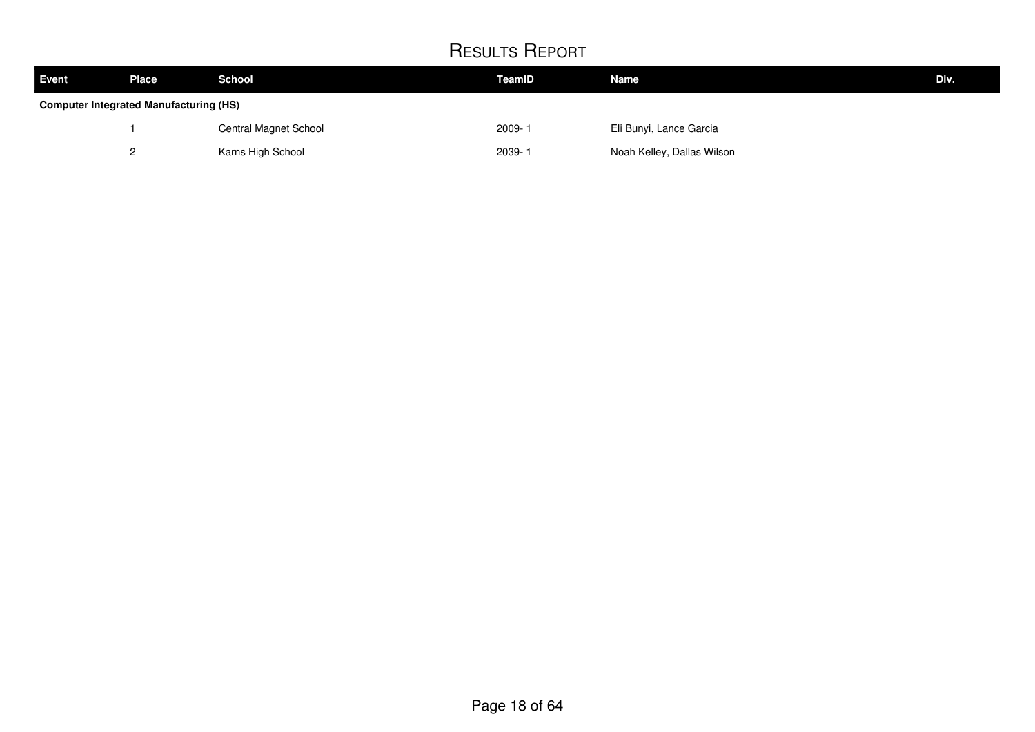# Results Report

| Event | Place | School | TeamID | Name | Div. |
|---|---|---|---|---|---|
| **Computer Integrated Manufacturing (HS)** | | | | | |
| | 1 | Central Magnet School | 2009- 1 | Eli Bunyi, Lance Garcia | |
| | 2 | Karns High School | 2039- 1 | Noah Kelley, Dallas Wilson | |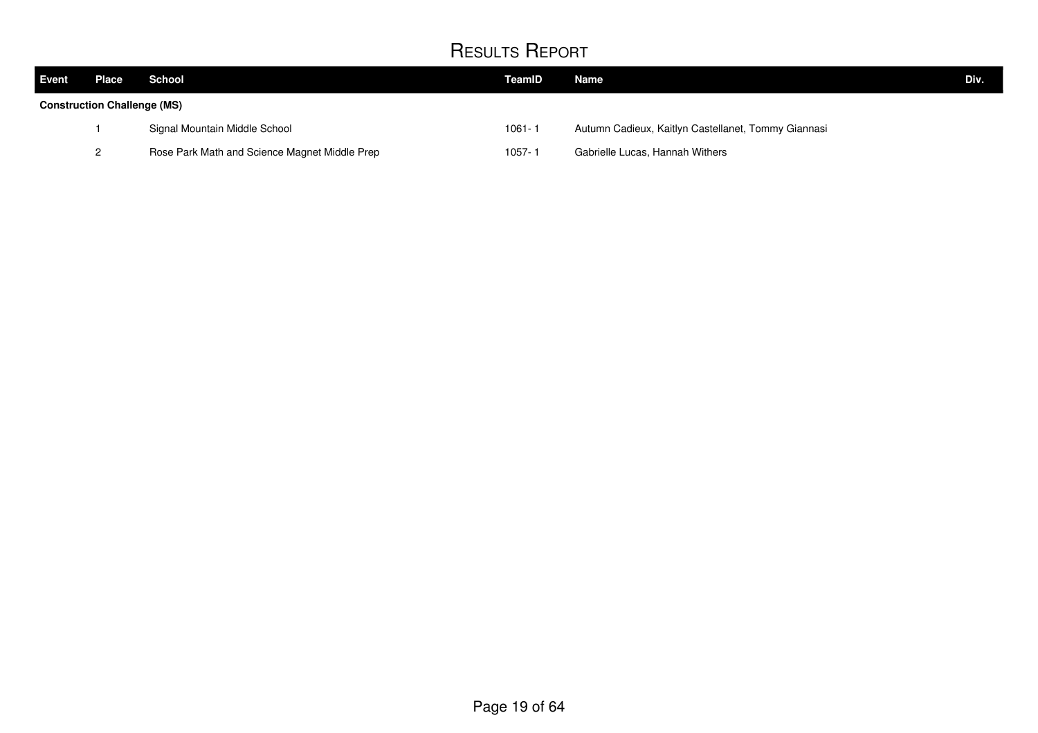# Results Report

| Event | Place | School | TeamID | Name | Div. |
|---|---|---|---|---|---|
| **Construction Challenge (MS)** | | | | | |
| | 1 | Signal Mountain Middle School | 1061- 1 | Autumn Cadieux, Kaitlyn Castellanet, Tommy Giannasi | |
| | 2 | Rose Park Math and Science Magnet Middle Prep | 1057- 1 | Gabrielle Lucas, Hannah Withers | |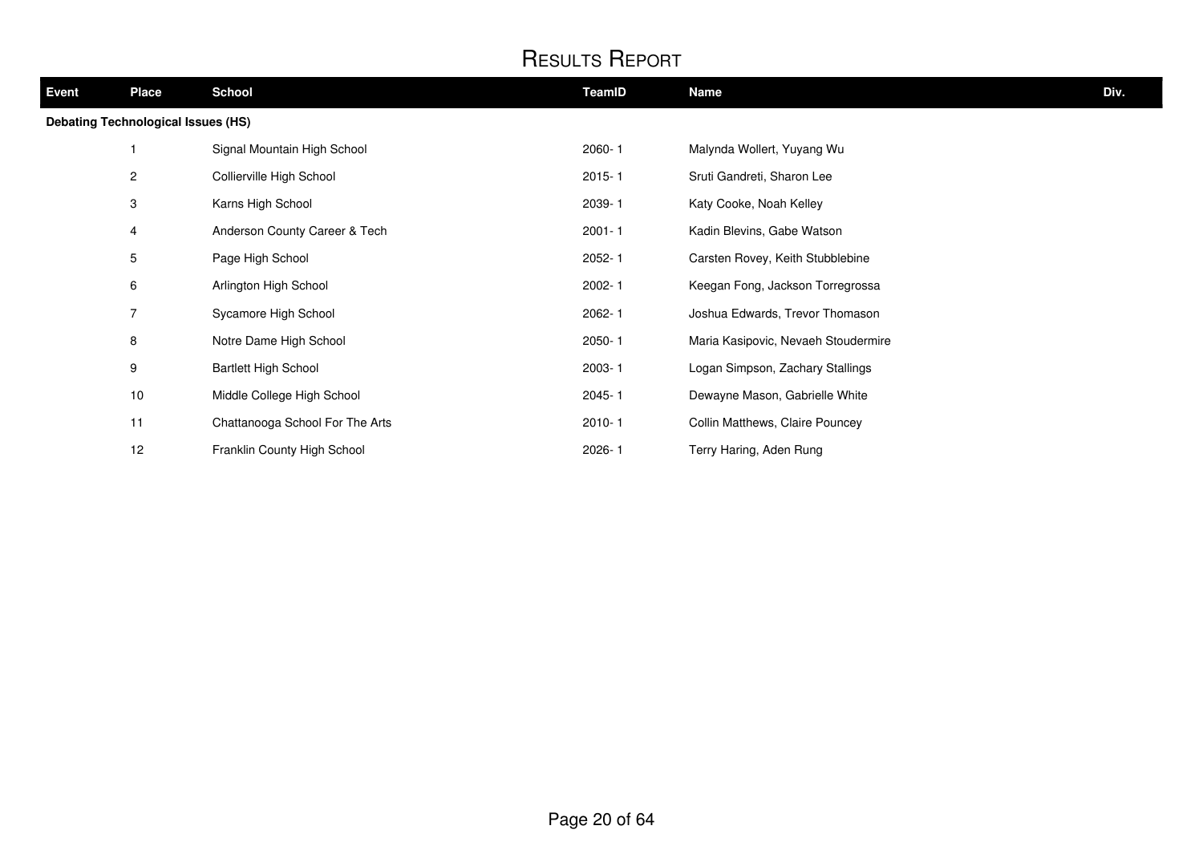# RESULTS REPORT

| Event | Place | School | TeamID | Name | Div. |
|---|---|---|---|---|---|
| **Debating Technological Issues (HS)** | | | | | |
| | 1 | Signal Mountain High School | 2060- 1 | Malynda Wollert, Yuyang Wu | |
| | 2 | Collierville High School | 2015- 1 | Sruti Gandreti, Sharon Lee | |
| | 3 | Karns High School | 2039- 1 | Katy Cooke, Noah Kelley | |
| | 4 | Anderson County Career & Tech | 2001- 1 | Kadin Blevins, Gabe Watson | |
| | 5 | Page High School | 2052- 1 | Carsten Rovey, Keith Stubblebine | |
| | 6 | Arlington High School | 2002- 1 | Keegan Fong, Jackson Torregrossa | |
| | 7 | Sycamore High School | 2062- 1 | Joshua Edwards, Trevor Thomason | |
| | 8 | Notre Dame High School | 2050- 1 | Maria Kasipovic, Nevaeh Stoudermire | |
| | 9 | Bartlett High School | 2003- 1 | Logan Simpson, Zachary Stallings | |
| | 10 | Middle College High School | 2045- 1 | Dewayne Mason, Gabrielle White | |
| | 11 | Chattanooga School For The Arts | 2010- 1 | Collin Matthews, Claire Pouncey | |
| | 12 | Franklin County High School | 2026- 1 | Terry Haring, Aden Rung | |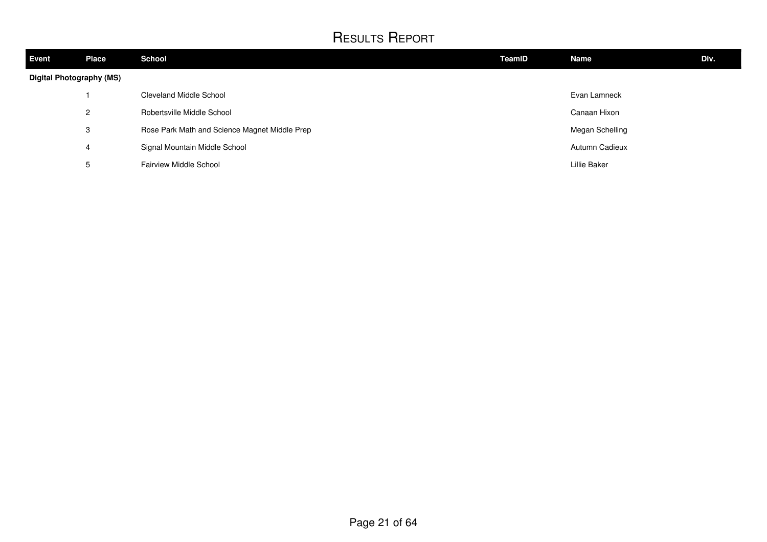# Results Report

| Event | Place | School | TeamID | Name | Div. |
|---|---|---|---|---|---|
| **Digital Photography (MS)** | | | | | |
| | 1 | Cleveland Middle School | | Evan Lamneck | |
| | 2 | Robertsville Middle School | | Canaan Hixon | |
| | 3 | Rose Park Math and Science Magnet Middle Prep | | Megan Schelling | |
| | 4 | Signal Mountain Middle School | | Autumn Cadieux | |
| | 5 | Fairview Middle School | | Lillie Baker | |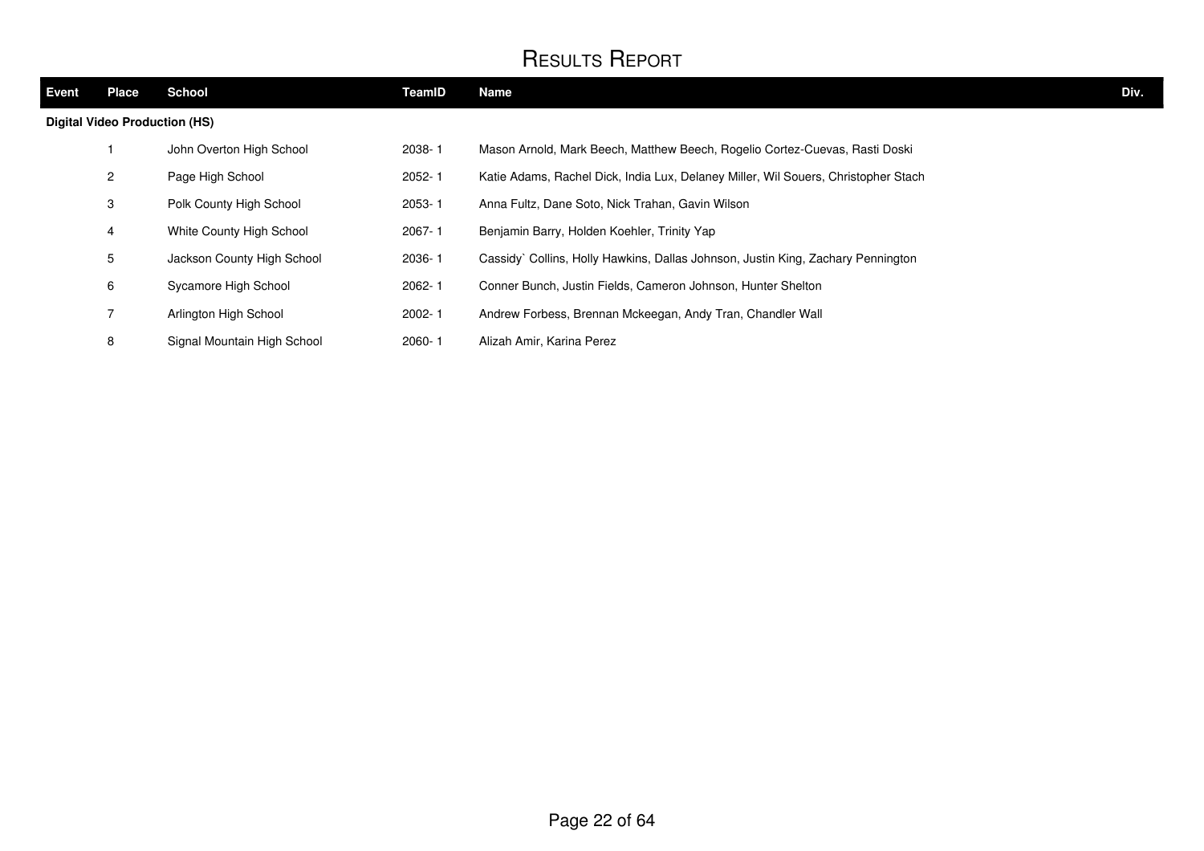# Results Report

| Event | Place | School | TeamID | Name | Div. |
|---|---|---|---|---|---|
| **Digital Video Production (HS)** | | | | | |
| | 1 | John Overton High School | 2038- 1 | Mason Arnold, Mark Beech, Matthew Beech, Rogelio Cortez-Cuevas, Rasti Doski | |
| | 2 | Page High School | 2052- 1 | Katie Adams, Rachel Dick, India Lux, Delaney Miller, Wil Souers, Christopher Stach | |
| | 3 | Polk County High School | 2053- 1 | Anna Fultz, Dane Soto, Nick Trahan, Gavin Wilson | |
| | 4 | White County High School | 2067- 1 | Benjamin Barry, Holden Koehler, Trinity Yap | |
| | 5 | Jackson County High School | 2036- 1 | Cassidy` Collins, Holly Hawkins, Dallas Johnson, Justin King, Zachary Pennington | |
| | 6 | Sycamore High School | 2062- 1 | Conner Bunch, Justin Fields, Cameron Johnson, Hunter Shelton | |
| | 7 | Arlington High School | 2002- 1 | Andrew Forbess, Brennan Mckeegan, Andy Tran, Chandler Wall | |
| | 8 | Signal Mountain High School | 2060- 1 | Alizah Amir, Karina Perez | |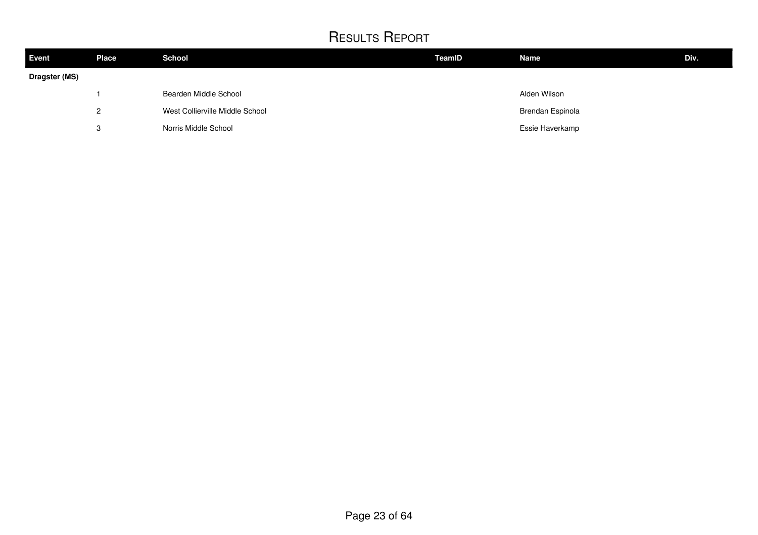# Results Report

| Event | Place | School | TeamID | Name | Div. |
|---|---|---|---|---|---|
| **Dragster (MS)** | | | | | |
| | 1 | Bearden Middle School | | Alden Wilson | |
| | 2 | West Collierville Middle School | | Brendan Espinola | |
| | 3 | Norris Middle School | | Essie Haverkamp | |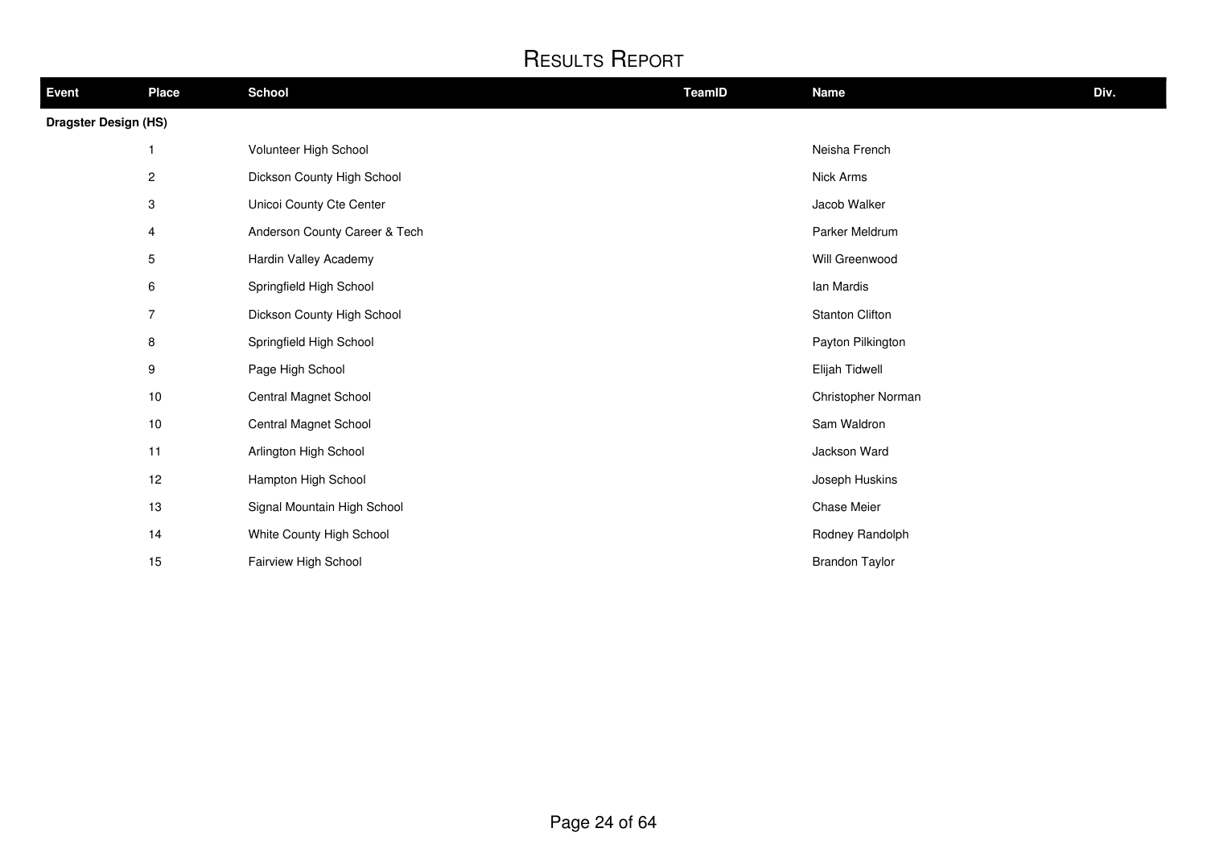# Results Report

| Event | Place | School | TeamID | Name | Div. |
| --- | --- | --- | --- | --- | --- |
| **Dragster Design (HS)** | | | | | |
| | 1 | Volunteer High School | | Neisha French | |
| | 2 | Dickson County High School | | Nick Arms | |
| | 3 | Unicoi County Cte Center | | Jacob Walker | |
| | 4 | Anderson County Career & Tech | | Parker Meldrum | |
| | 5 | Hardin Valley Academy | | Will Greenwood | |
| | 6 | Springfield High School | | Ian Mardis | |
| | 7 | Dickson County High School | | Stanton Clifton | |
| | 8 | Springfield High School | | Payton Pilkington | |
| | 9 | Page High School | | Elijah Tidwell | |
| | 10 | Central Magnet School | | Christopher Norman | |
| | 10 | Central Magnet School | | Sam Waldron | |
| | 11 | Arlington High School | | Jackson Ward | |
| | 12 | Hampton High School | | Joseph Huskins | |
| | 13 | Signal Mountain High School | | Chase Meier | |
| | 14 | White County High School | | Rodney Randolph | |
| | 15 | Fairview High School | | Brandon Taylor | |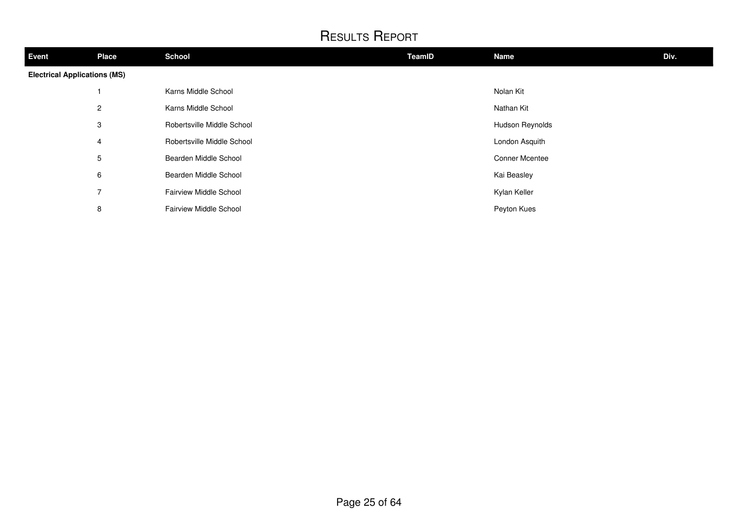# Results Report

| Event | Place | School | TeamID | Name | Div. |
|---|---|---|---|---|---|
| **Electrical Applications (MS)** | | | | | |
| | 1 | Karns Middle School | | Nolan Kit | |
| | 2 | Karns Middle School | | Nathan Kit | |
| | 3 | Robertsville Middle School | | Hudson Reynolds | |
| | 4 | Robertsville Middle School | | London Asquith | |
| | 5 | Bearden Middle School | | Conner Mcentee | |
| | 6 | Bearden Middle School | | Kai Beasley | |
| | 7 | Fairview Middle School | | Kylan Keller | |
| | 8 | Fairview Middle School | | Peyton Kues | |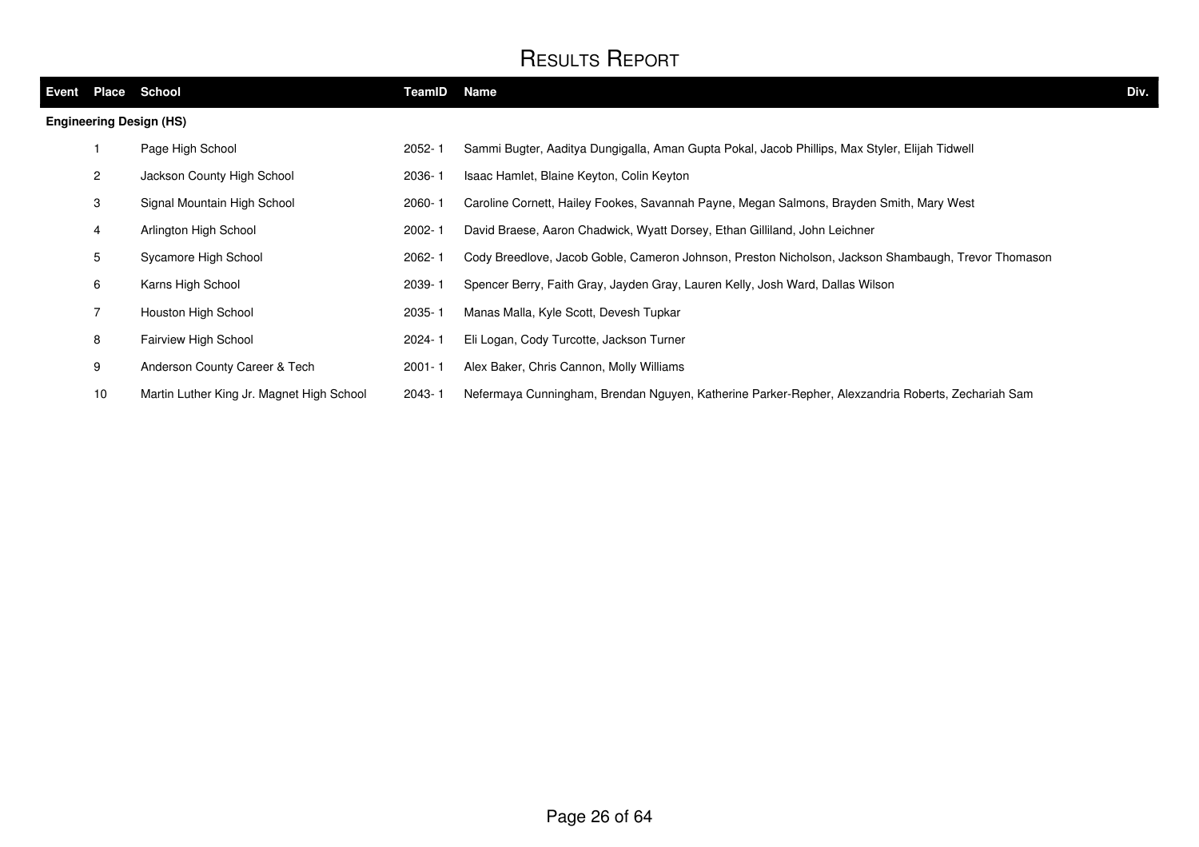# Results Report

| Event | Place | School | TeamID | Name | Div. |
|---|---|---|---|---|---|
| **Engineering Design (HS)** | | | | | |
| | 1 | Page High School | 2052- 1 | Sammi Bugter, Aaditya Dungigalla, Aman Gupta Pokal, Jacob Phillips, Max Styler, Elijah Tidwell | |
| | 2 | Jackson County High School | 2036- 1 | Isaac Hamlet, Blaine Keyton, Colin Keyton | |
| | 3 | Signal Mountain High School | 2060- 1 | Caroline Cornett, Hailey Fookes, Savannah Payne, Megan Salmons, Brayden Smith, Mary West | |
| | 4 | Arlington High School | 2002- 1 | David Braese, Aaron Chadwick, Wyatt Dorsey, Ethan Gilliland, John Leichner | |
| | 5 | Sycamore High School | 2062- 1 | Cody Breedlove, Jacob Goble, Cameron Johnson, Preston Nicholson, Jackson Shambaugh, Trevor Thomason | |
| | 6 | Karns High School | 2039- 1 | Spencer Berry, Faith Gray, Jayden Gray, Lauren Kelly, Josh Ward, Dallas Wilson | |
| | 7 | Houston High School | 2035- 1 | Manas Malla, Kyle Scott, Devesh Tupkar | |
| | 8 | Fairview High School | 2024- 1 | Eli Logan, Cody Turcotte, Jackson Turner | |
| | 9 | Anderson County Career & Tech | 2001- 1 | Alex Baker, Chris Cannon, Molly Williams | |
| | 10 | Martin Luther King Jr. Magnet High School | 2043- 1 | Nefermaya Cunningham, Brendan Nguyen, Katherine Parker-Repher, Alexzandria Roberts, Zechariah Sam | |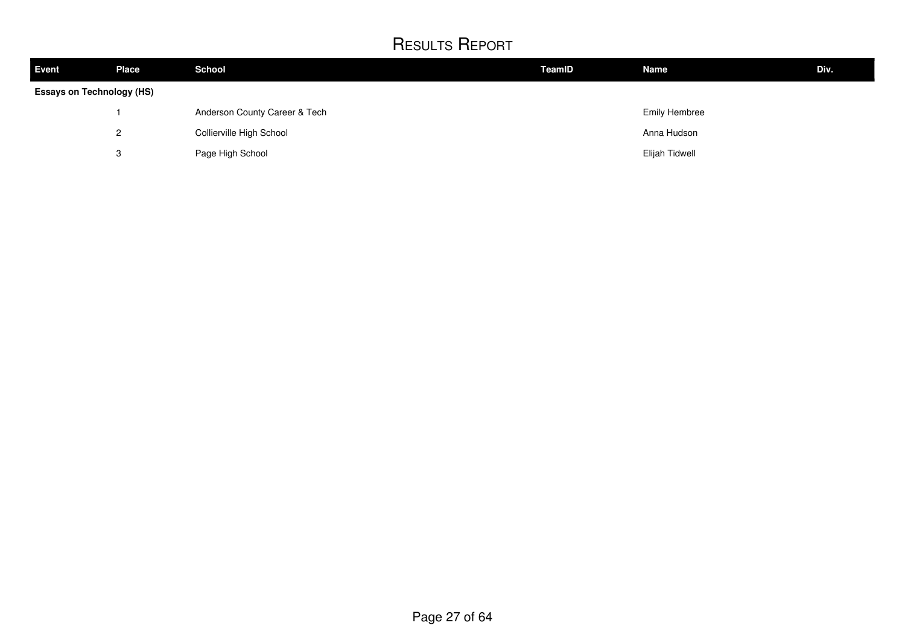# Results Report

| Event | Place | School | TeamID | Name | Div. |
|---|---|---|---|---|---|
| **Essays on Technology (HS)** | | | | | |
| | 1 | Anderson County Career & Tech | | Emily Hembree | |
| | 2 | Collierville High School | | Anna Hudson | |
| | 3 | Page High School | | Elijah Tidwell | |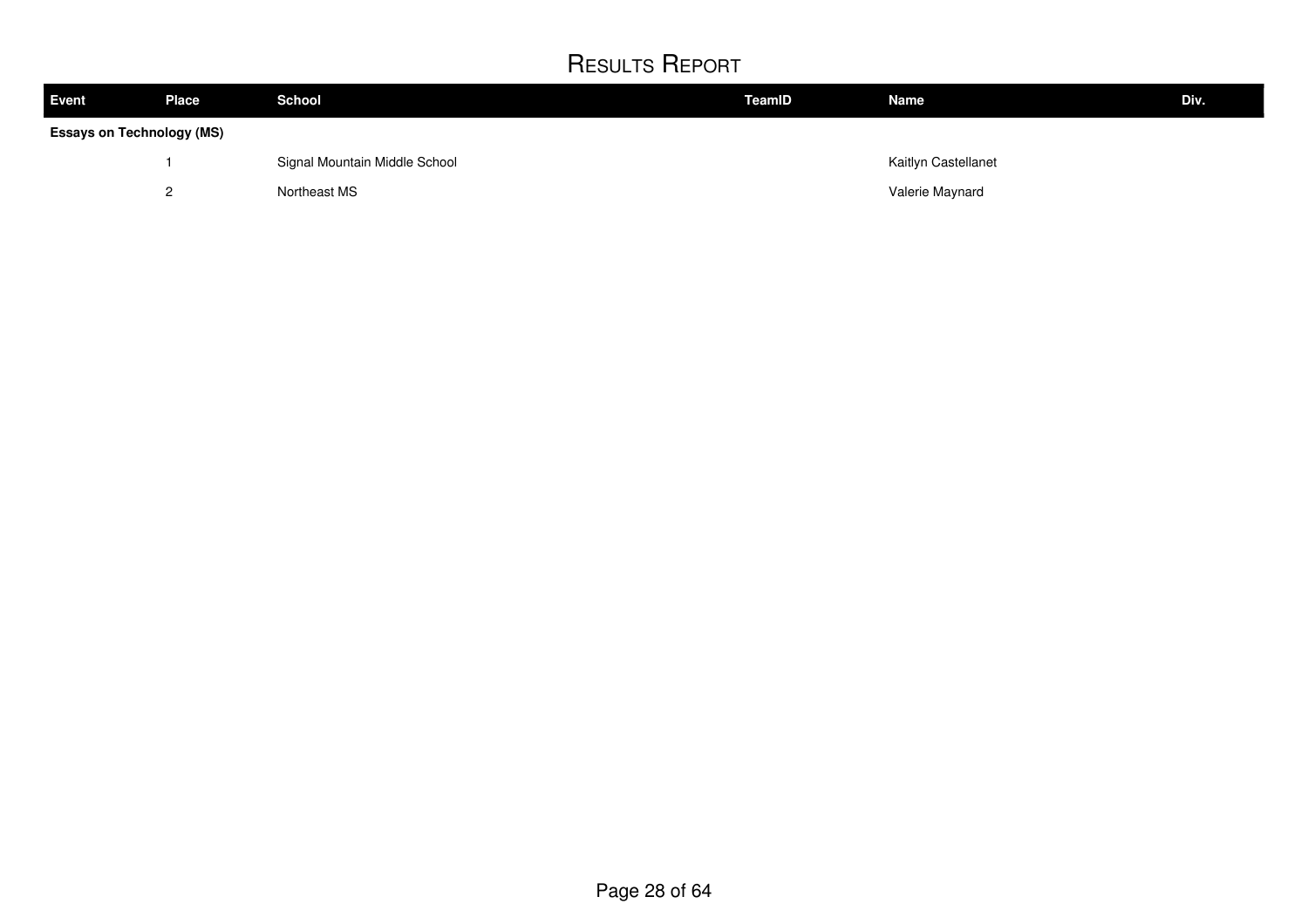# Results Report

| Event | Place | School | TeamID | Name | Div. |
|---|---|---|---|---|---|
| **Essays on Technology (MS)** | | | | | |
| | 1 | Signal Mountain Middle School | | Kaitlyn Castellanet | |
| | 2 | Northeast MS | | Valerie Maynard | |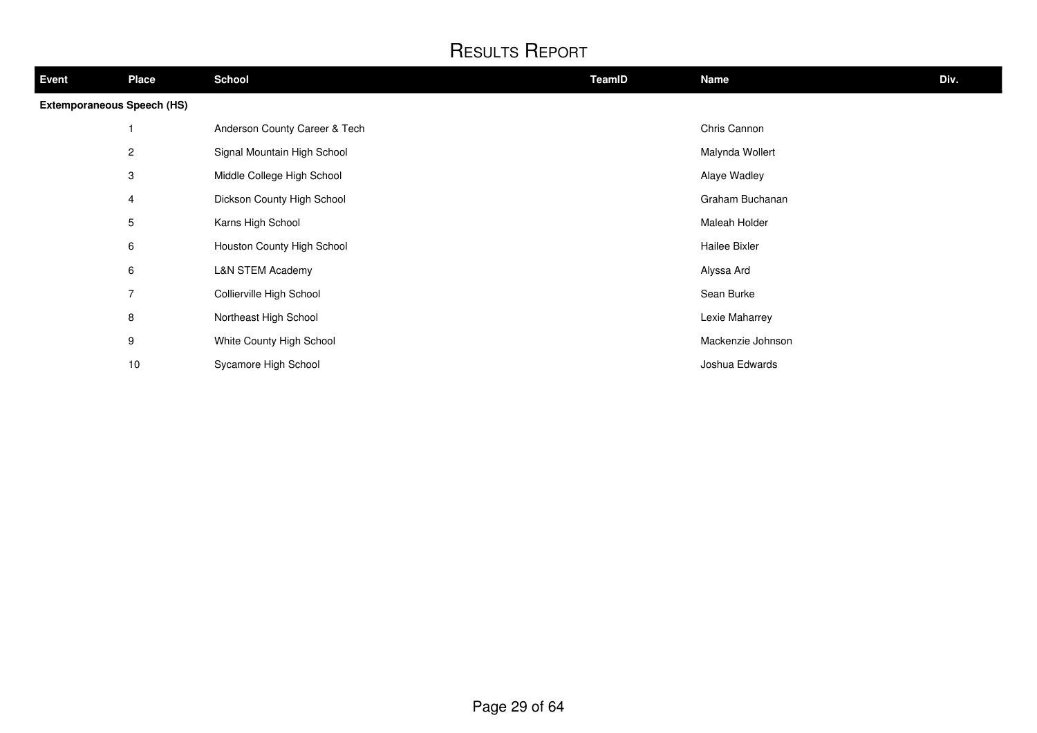# Results Report

| Event | Place | School | TeamID | Name | Div. |
|---|---|---|---|---|---|
| **Extemporaneous Speech (HS)** | | | | | |
| | 1 | Anderson County Career & Tech | | Chris Cannon | |
| | 2 | Signal Mountain High School | | Malynda Wollert | |
| | 3 | Middle College High School | | Alaye Wadley | |
| | 4 | Dickson County High School | | Graham Buchanan | |
| | 5 | Karns High School | | Maleah Holder | |
| | 6 | Houston County High School | | Hailee Bixler | |
| | 6 | L&N STEM Academy | | Alyssa Ard | |
| | 7 | Collierville High School | | Sean Burke | |
| | 8 | Northeast High School | | Lexie Maharrey | |
| | 9 | White County High School | | Mackenzie Johnson | |
| | 10 | Sycamore High School | | Joshua Edwards | |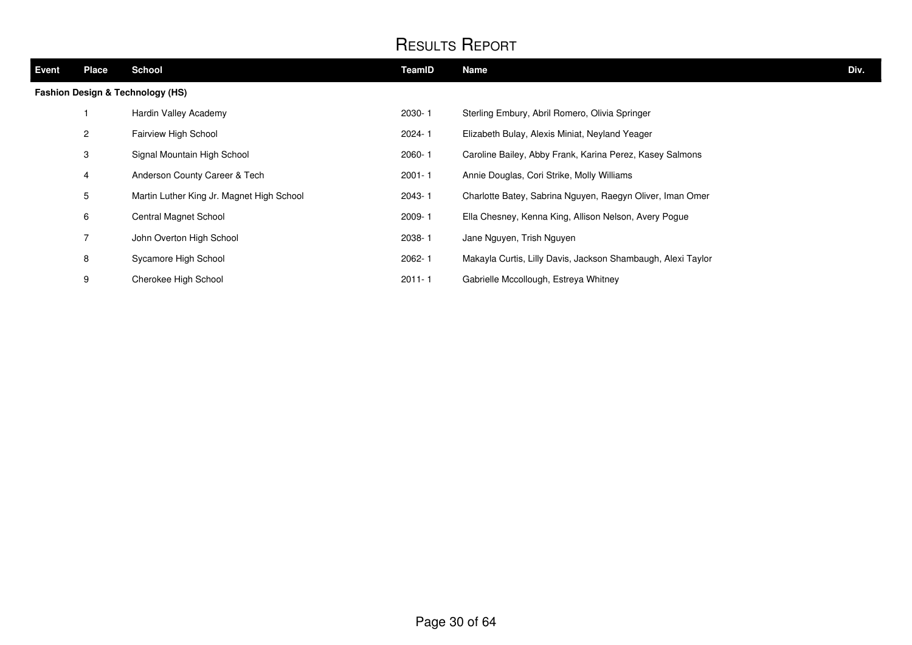# Results Report

| Event | Place | School | TeamID | Name | Div. |
|---|---|---|---|---|---|
| **Fashion Design & Technology (HS)** | | | | | |
| | 1 | Hardin Valley Academy | 2030- 1 | Sterling Embury, Abril Romero, Olivia Springer | |
| | 2 | Fairview High School | 2024- 1 | Elizabeth Bulay, Alexis Miniat, Neyland Yeager | |
| | 3 | Signal Mountain High School | 2060- 1 | Caroline Bailey, Abby Frank, Karina Perez, Kasey Salmons | |
| | 4 | Anderson County Career & Tech | 2001- 1 | Annie Douglas, Cori Strike, Molly Williams | |
| | 5 | Martin Luther King Jr. Magnet High School | 2043- 1 | Charlotte Batey, Sabrina Nguyen, Raegyn Oliver, Iman Omer | |
| | 6 | Central Magnet School | 2009- 1 | Ella Chesney, Kenna King, Allison Nelson, Avery Pogue | |
| | 7 | John Overton High School | 2038- 1 | Jane Nguyen, Trish Nguyen | |
| | 8 | Sycamore High School | 2062- 1 | Makayla Curtis, Lilly Davis, Jackson Shambaugh, Alexi Taylor | |
| | 9 | Cherokee High School | 2011- 1 | Gabrielle Mccollough, Estreya Whitney | |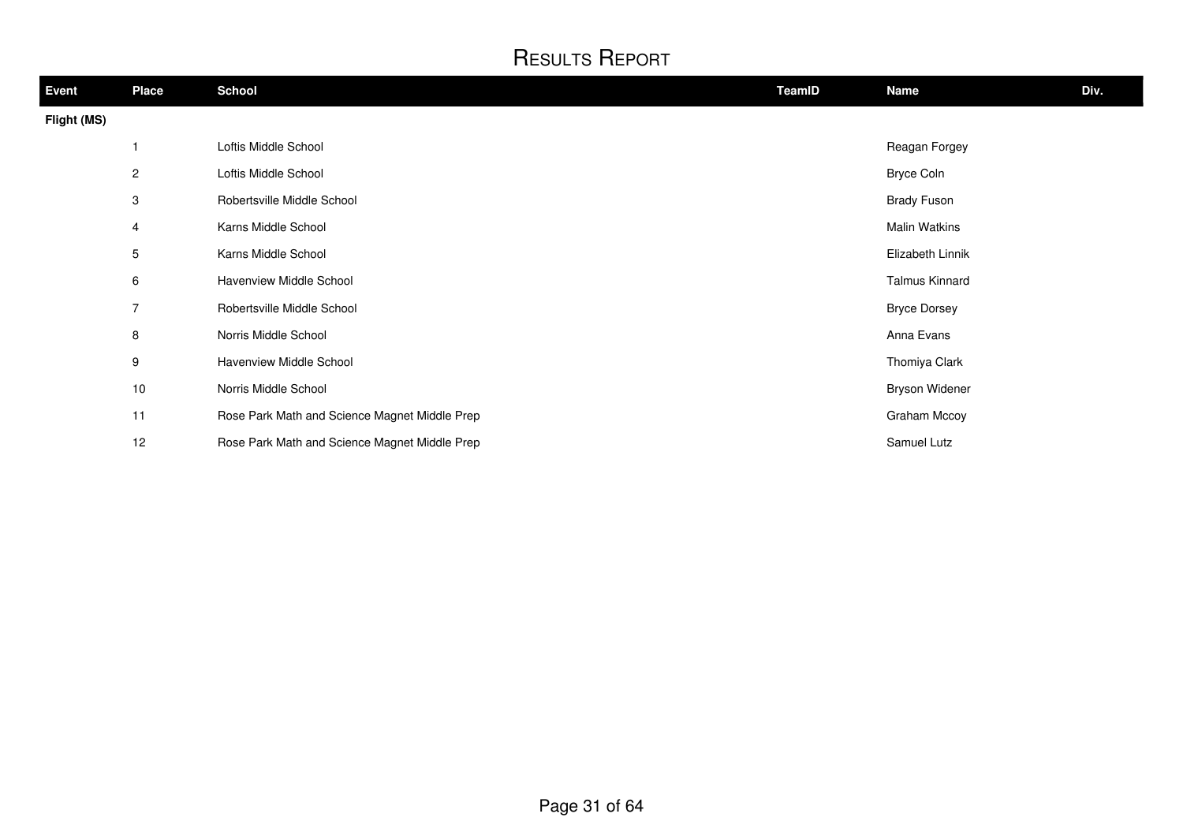# Results Report

| Event | Place | School | TeamID | Name | Div. |
|---|---|---|---|---|---|
| **Flight (MS)** | | | | | |
| | 1 | Loftis Middle School | | Reagan Forgey | |
| | 2 | Loftis Middle School | | Bryce Coln | |
| | 3 | Robertsville Middle School | | Brady Fuson | |
| | 4 | Karns Middle School | | Malin Watkins | |
| | 5 | Karns Middle School | | Elizabeth Linnik | |
| | 6 | Havenview Middle School | | Talmus Kinnard | |
| | 7 | Robertsville Middle School | | Bryce Dorsey | |
| | 8 | Norris Middle School | | Anna Evans | |
| | 9 | Havenview Middle School | | Thomiya Clark | |
| | 10 | Norris Middle School | | Bryson Widener | |
| | 11 | Rose Park Math and Science Magnet Middle Prep | | Graham Mccoy | |
| | 12 | Rose Park Math and Science Magnet Middle Prep | | Samuel Lutz | |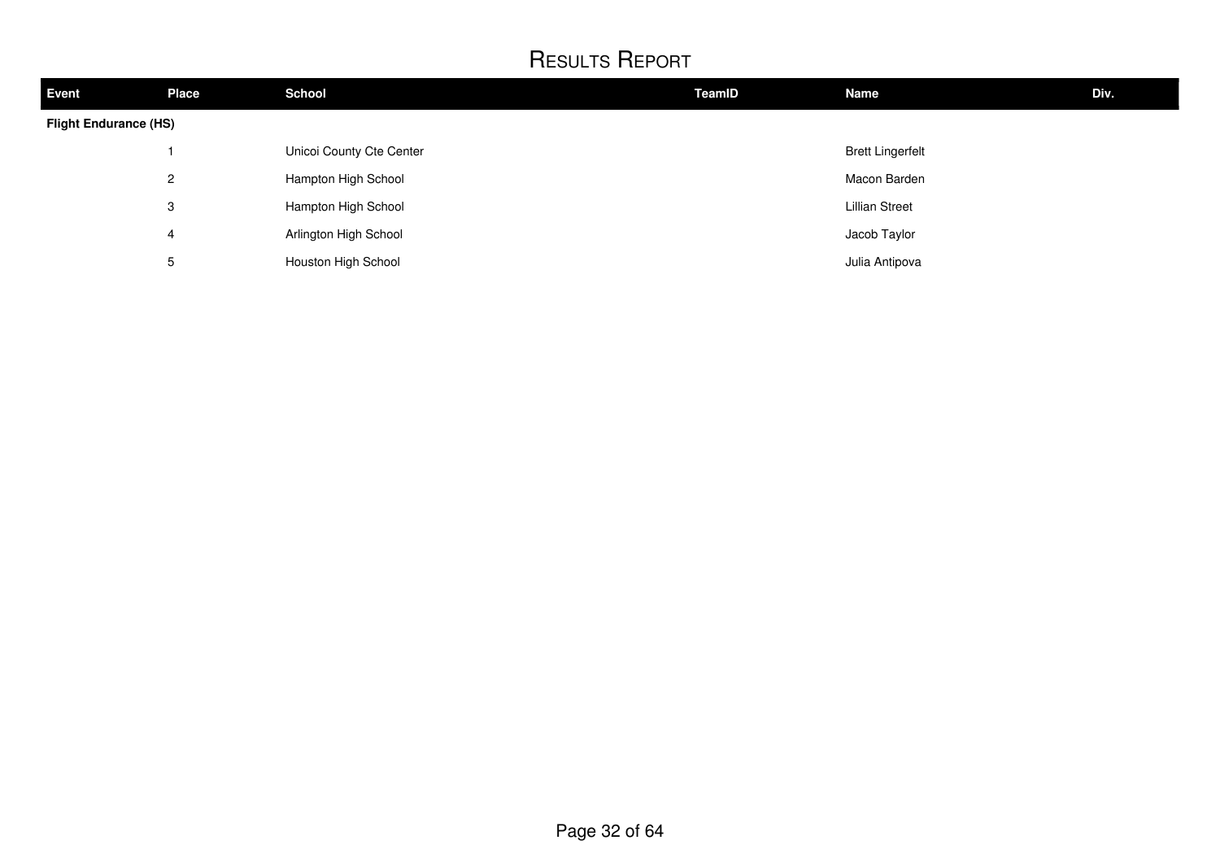# Results Report

| Event | Place | School | TeamID | Name | Div. |
|---|---|---|---|---|---|
| **Flight Endurance (HS)** | | | | | |
| | 1 | Unicoi County Cte Center | | Brett Lingerfelt | |
| | 2 | Hampton High School | | Macon Barden | |
| | 3 | Hampton High School | | Lillian Street | |
| | 4 | Arlington High School | | Jacob Taylor | |
| | 5 | Houston High School | | Julia Antipova | |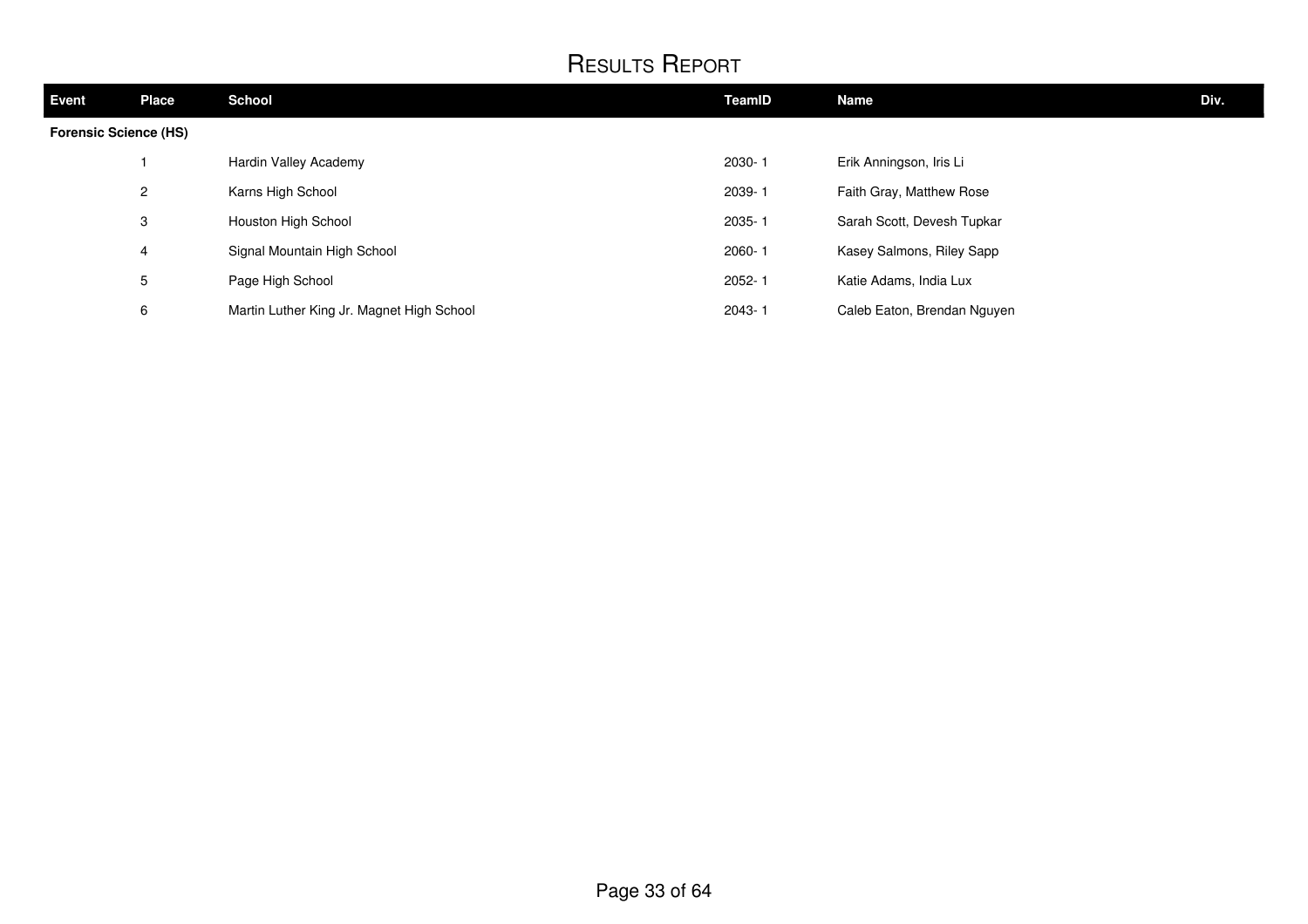# Results Report

| Event | Place | School | TeamID | Name | Div. |
|---|---|---|---|---|---|
| **Forensic Science (HS)** | | | | | |
| | 1 | Hardin Valley Academy | 2030- 1 | Erik Anningson, Iris Li | |
| | 2 | Karns High School | 2039- 1 | Faith Gray, Matthew Rose | |
| | 3 | Houston High School | 2035- 1 | Sarah Scott, Devesh Tupkar | |
| | 4 | Signal Mountain High School | 2060- 1 | Kasey Salmons, Riley Sapp | |
| | 5 | Page High School | 2052- 1 | Katie Adams, India Lux | |
| | 6 | Martin Luther King Jr. Magnet High School | 2043- 1 | Caleb Eaton, Brendan Nguyen | |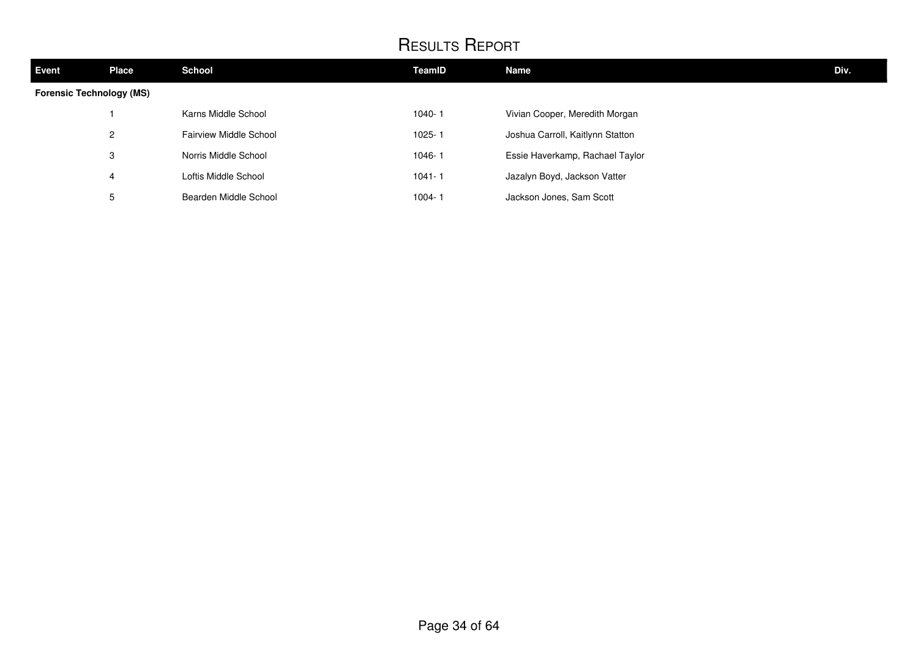# Results Report

| Event | Place | School | TeamID | Name | Div. |
|---|---|---|---|---|---|
| **Forensic Technology (MS)** | | | | | |
| | 1 | Karns Middle School | 1040- 1 | Vivian Cooper, Meredith Morgan | |
| | 2 | Fairview Middle School | 1025- 1 | Joshua Carroll, Kaitlynn Statton | |
| | 3 | Norris Middle School | 1046- 1 | Essie Haverkamp, Rachael Taylor | |
| | 4 | Loftis Middle School | 1041- 1 | Jazalyn Boyd, Jackson Vatter | |
| | 5 | Bearden Middle School | 1004- 1 | Jackson Jones, Sam Scott | |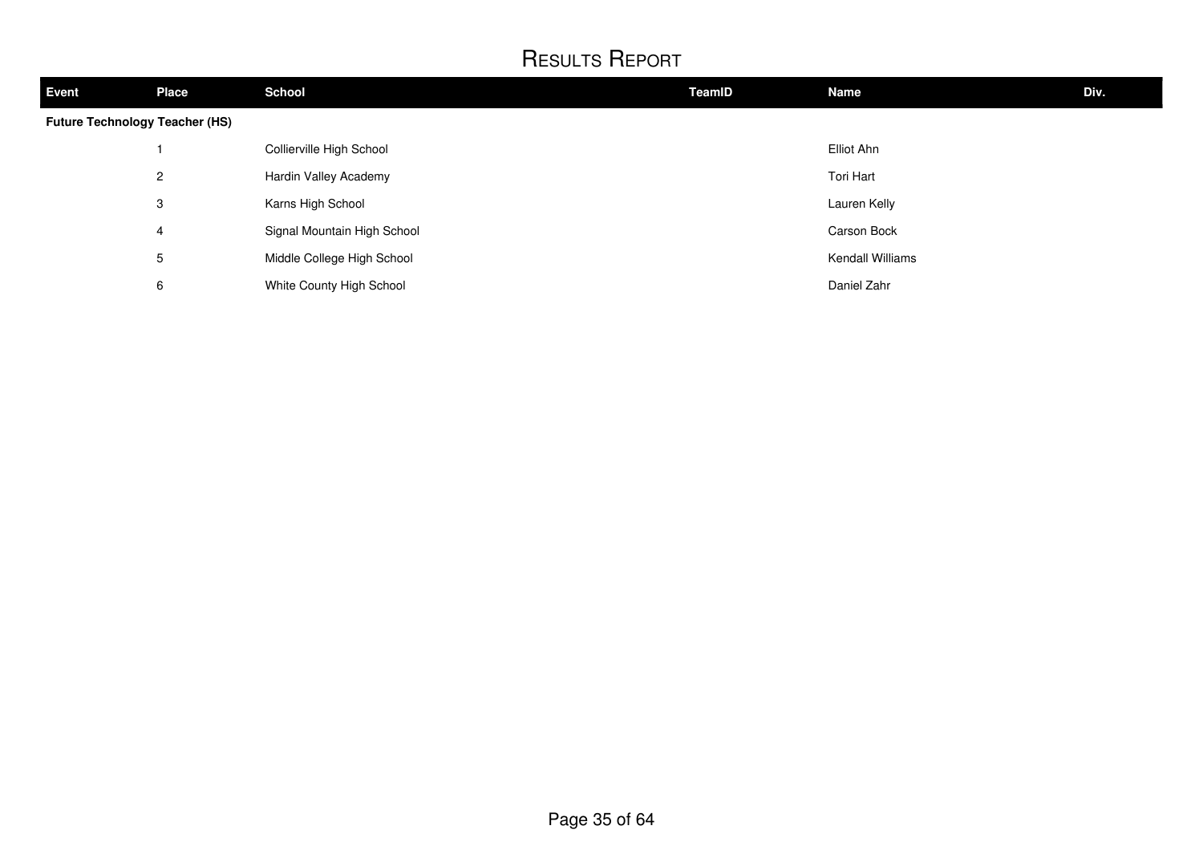# Results Report

| Event | Place | School | TeamID | Name | Div. |
| --- | --- | --- | --- | --- | --- |
| **Future Technology Teacher (HS)** | | | | | |
| | 1 | Collierville High School | | Elliot Ahn | |
| | 2 | Hardin Valley Academy | | Tori Hart | |
| | 3 | Karns High School | | Lauren Kelly | |
| | 4 | Signal Mountain High School | | Carson Bock | |
| | 5 | Middle College High School | | Kendall Williams | |
| | 6 | White County High School | | Daniel Zahr | |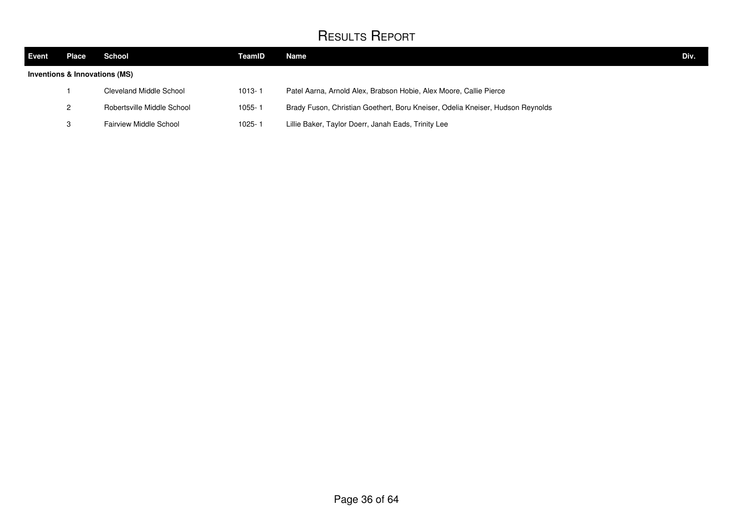# Results Report

| Event | Place | School | TeamID | Name | Div. |
|---|---|---|---|---|---|
| **Inventions & Innovations (MS)** | | | | | |
| | 1 | Cleveland Middle School | 1013- 1 | Patel Aarna, Arnold Alex, Brabson Hobie, Alex Moore, Callie Pierce | |
| | 2 | Robertsville Middle School | 1055- 1 | Brady Fuson, Christian Goethert, Boru Kneiser, Odelia Kneiser, Hudson Reynolds | |
| | 3 | Fairview Middle School | 1025- 1 | Lillie Baker, Taylor Doerr, Janah Eads, Trinity Lee | |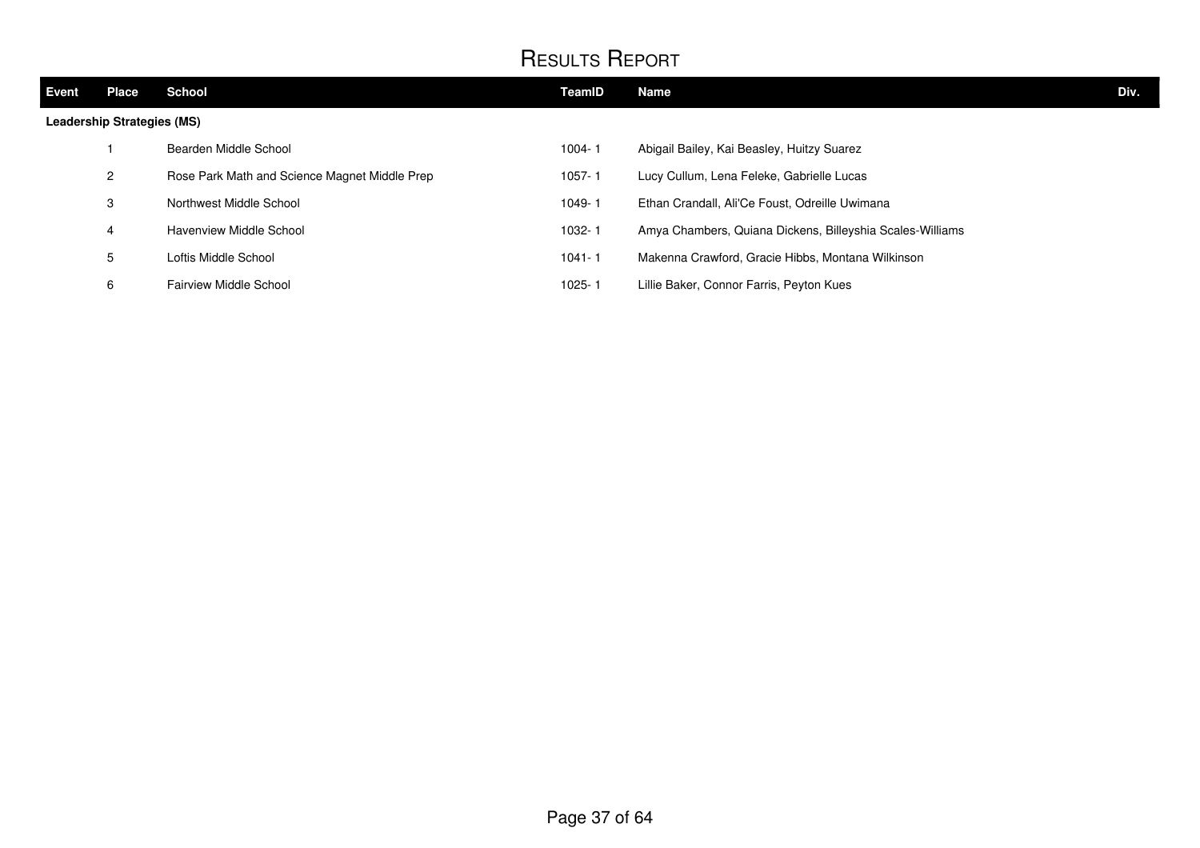# Results Report

| Event | Place | School | TeamID | Name | Div. |
|---|---|---|---|---|---|
| **Leadership Strategies (MS)** | | | | | |
| | 1 | Bearden Middle School | 1004- 1 | Abigail Bailey, Kai Beasley, Huitzy Suarez | |
| | 2 | Rose Park Math and Science Magnet Middle Prep | 1057- 1 | Lucy Cullum, Lena Feleke, Gabrielle Lucas | |
| | 3 | Northwest Middle School | 1049- 1 | Ethan Crandall, Ali'Ce Foust, Odreille Uwimana | |
| | 4 | Havenview Middle School | 1032- 1 | Amya Chambers, Quiana Dickens, Billeyshia Scales-Williams | |
| | 5 | Loftis Middle School | 1041- 1 | Makenna Crawford, Gracie Hibbs, Montana Wilkinson | |
| | 6 | Fairview Middle School | 1025- 1 | Lillie Baker, Connor Farris, Peyton Kues | |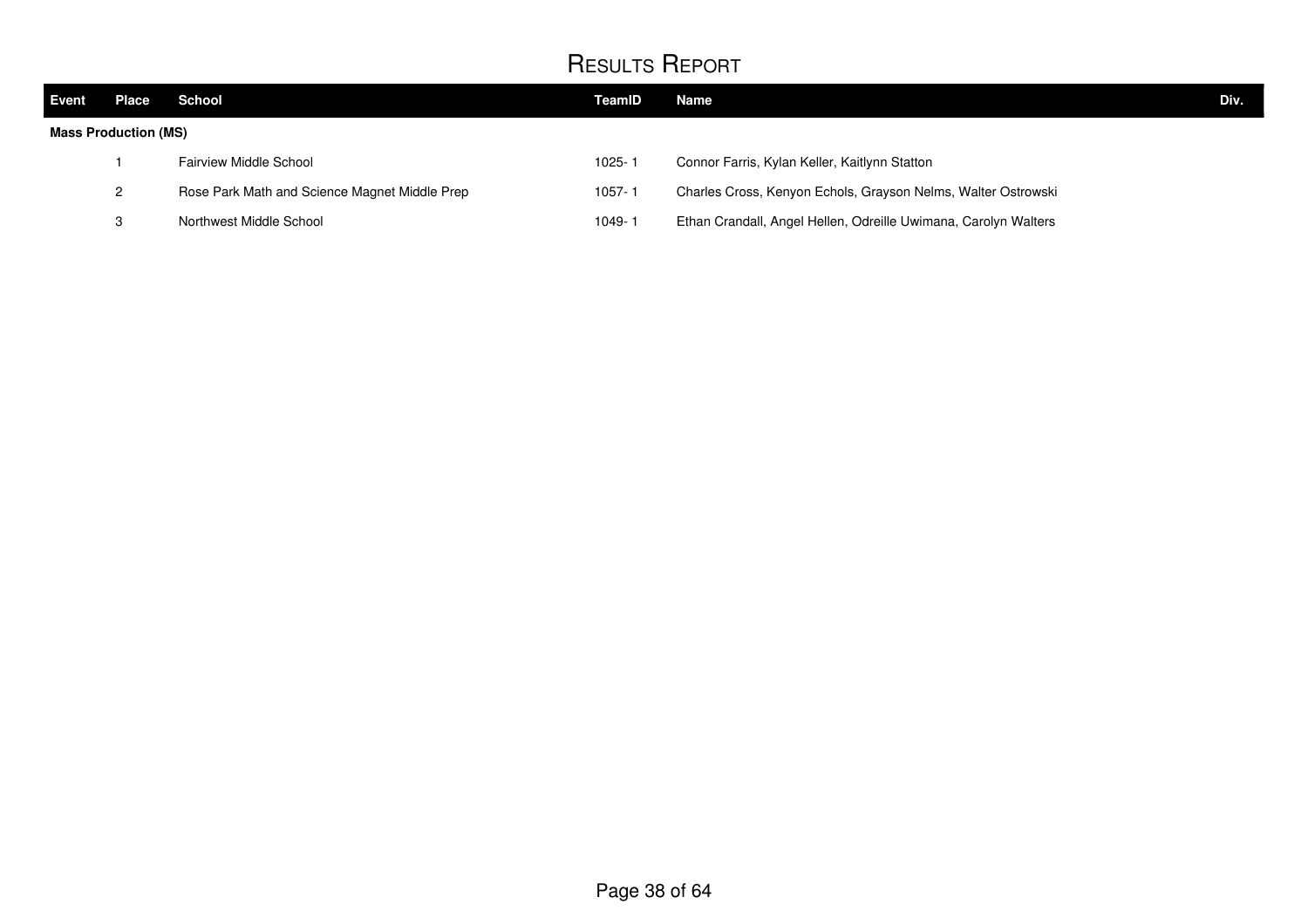# Results Report

| Event | Place | School | TeamID | Name | Div. |
|---|---|---|---|---|---|
| **Mass Production (MS)** | | | | | |
| | 1 | Fairview Middle School | 1025- 1 | Connor Farris, Kylan Keller, Kaitlynn Statton | |
| | 2 | Rose Park Math and Science Magnet Middle Prep | 1057- 1 | Charles Cross, Kenyon Echols, Grayson Nelms, Walter Ostrowski | |
| | 3 | Northwest Middle School | 1049- 1 | Ethan Crandall, Angel Hellen, Odreille Uwimana, Carolyn Walters | |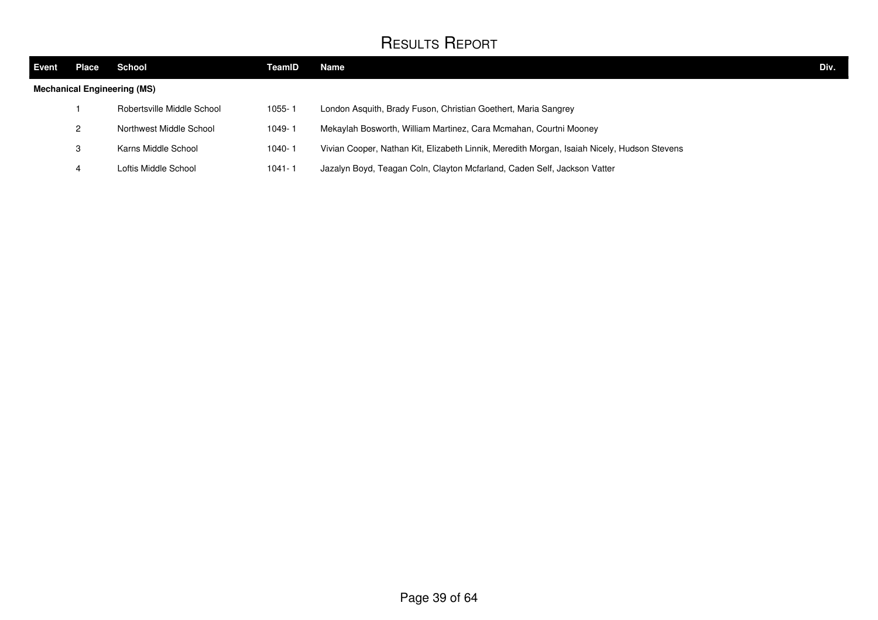# Results Report

| Event | Place | School | TeamID | Name | Div. |
| --- | --- | --- | --- | --- | --- |
| **Mechanical Engineering (MS)** | | | | | |
| | 1 | Robertsville Middle School | 1055- 1 | London Asquith, Brady Fuson, Christian Goethert, Maria Sangrey | |
| | 2 | Northwest Middle School | 1049- 1 | Mekaylah Bosworth, William Martinez, Cara Mcmahan, Courtni Mooney | |
| | 3 | Karns Middle School | 1040- 1 | Vivian Cooper, Nathan Kit, Elizabeth Linnik, Meredith Morgan, Isaiah Nicely, Hudson Stevens | |
| | 4 | Loftis Middle School | 1041- 1 | Jazalyn Boyd, Teagan Coln, Clayton Mcfarland, Caden Self, Jackson Vatter | |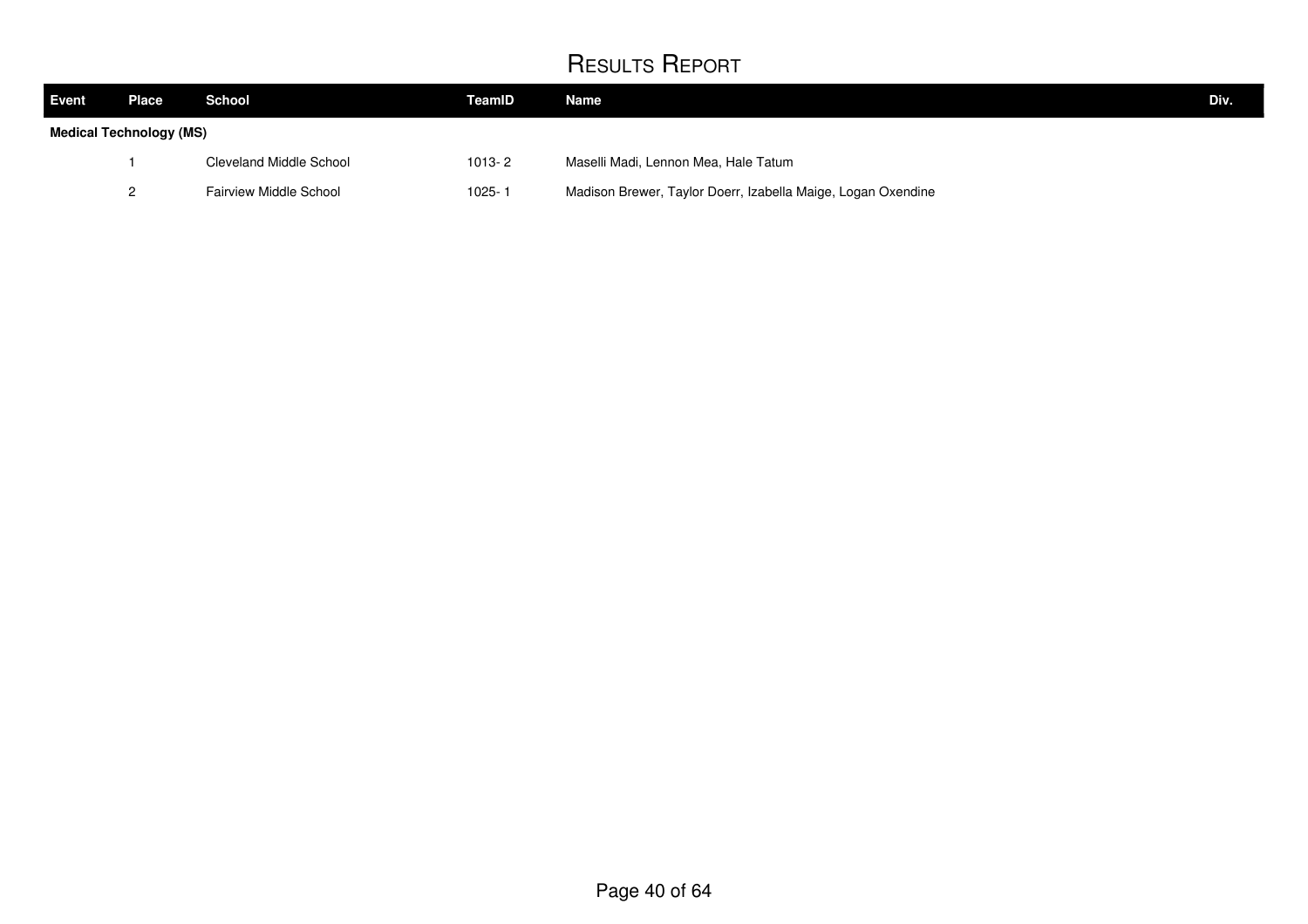# Results Report

| Event | Place | School | TeamID | Name | Div. |
|---|---|---|---|---|---|
| **Medical Technology (MS)** | | | | | |
| | 1 | Cleveland Middle School | 1013- 2 | Maselli Madi, Lennon Mea, Hale Tatum | |
| | 2 | Fairview Middle School | 1025- 1 | Madison Brewer, Taylor Doerr, Izabella Maige, Logan Oxendine | |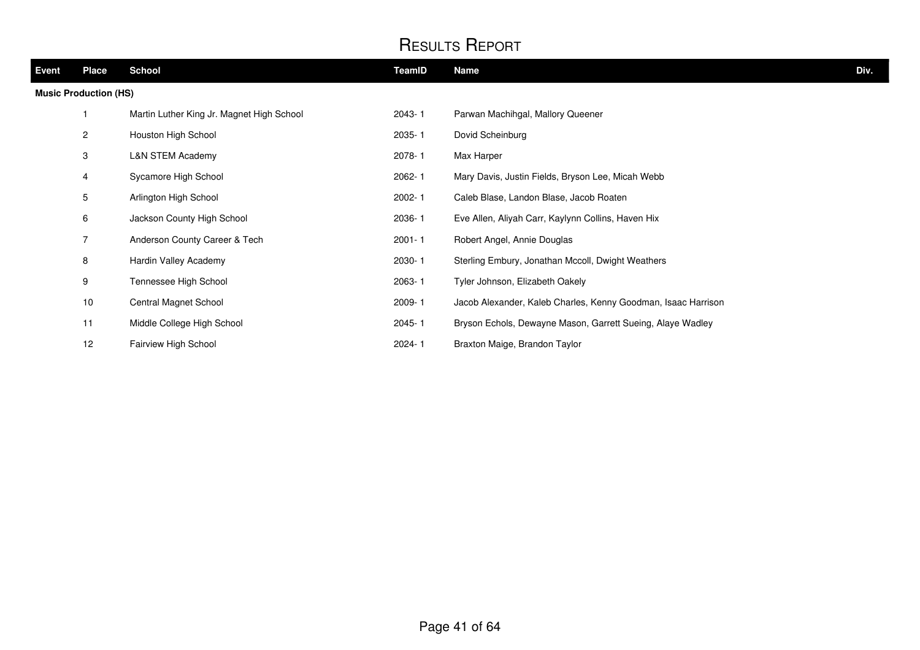# Results Report

| Event | Place | School | TeamID | Name | Div. |
|---|---|---|---|---|---|
| **Music Production (HS)** | | | | | |
| | 1 | Martin Luther King Jr. Magnet High School | 2043- 1 | Parwan Machihgal, Mallory Queener | |
| | 2 | Houston High School | 2035- 1 | Dovid Scheinburg | |
| | 3 | L&N STEM Academy | 2078- 1 | Max Harper | |
| | 4 | Sycamore High School | 2062- 1 | Mary Davis, Justin Fields, Bryson Lee, Micah Webb | |
| | 5 | Arlington High School | 2002- 1 | Caleb Blase, Landon Blase, Jacob Roaten | |
| | 6 | Jackson County High School | 2036- 1 | Eve Allen, Aliyah Carr, Kaylynn Collins, Haven Hix | |
| | 7 | Anderson County Career & Tech | 2001- 1 | Robert Angel, Annie Douglas | |
| | 8 | Hardin Valley Academy | 2030- 1 | Sterling Embury, Jonathan Mccoll, Dwight Weathers | |
| | 9 | Tennessee High School | 2063- 1 | Tyler Johnson, Elizabeth Oakely | |
| | 10 | Central Magnet School | 2009- 1 | Jacob Alexander, Kaleb Charles, Kenny Goodman, Isaac Harrison | |
| | 11 | Middle College High School | 2045- 1 | Bryson Echols, Dewayne Mason, Garrett Sueing, Alaye Wadley | |
| | 12 | Fairview High School | 2024- 1 | Braxton Maige, Brandon Taylor | |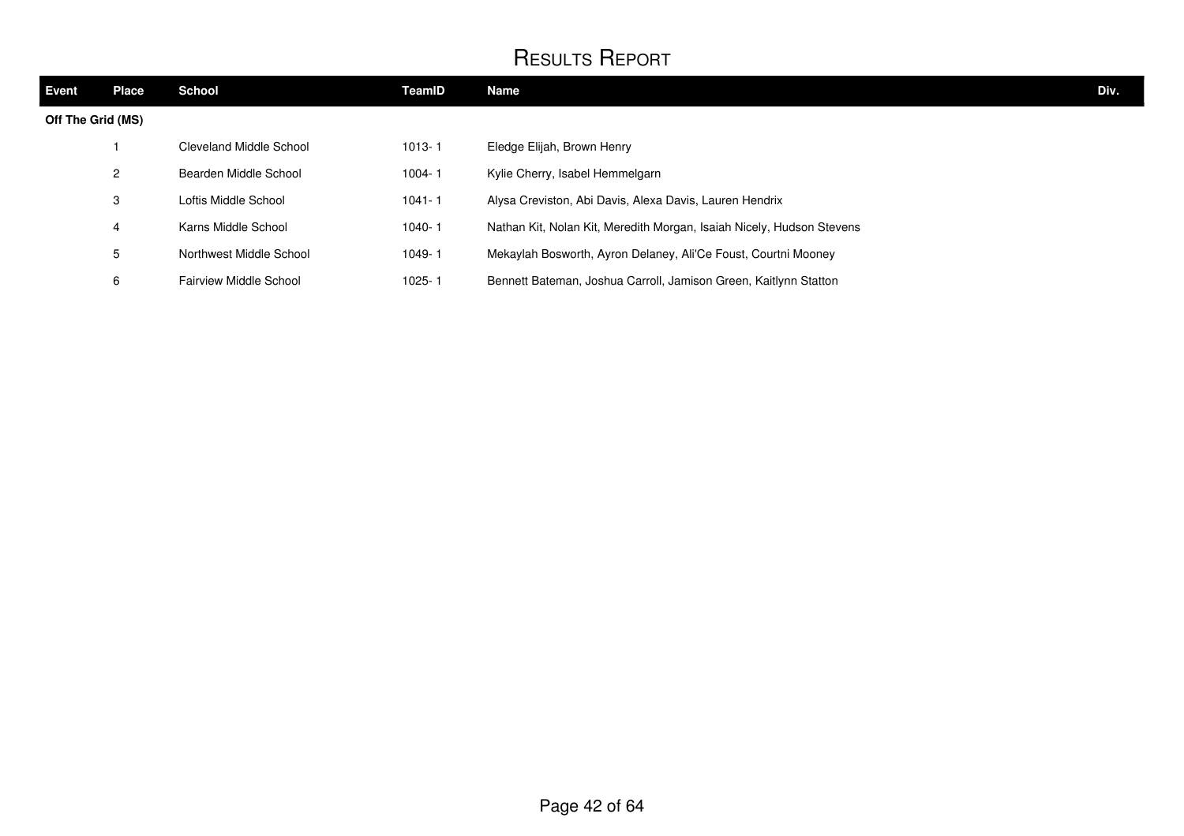# Results Report

| Event | Place | School | TeamID | Name | Div. |
|---|---|---|---|---|---|
| **Off The Grid (MS)** | | | | | |
| | 1 | Cleveland Middle School | 1013- 1 | Eledge Elijah, Brown Henry | |
| | 2 | Bearden Middle School | 1004- 1 | Kylie Cherry, Isabel Hemmelgarn | |
| | 3 | Loftis Middle School | 1041- 1 | Alysa Creviston, Abi Davis, Alexa Davis, Lauren Hendrix | |
| | 4 | Karns Middle School | 1040- 1 | Nathan Kit, Nolan Kit, Meredith Morgan, Isaiah Nicely, Hudson Stevens | |
| | 5 | Northwest Middle School | 1049- 1 | Mekaylah Bosworth, Ayron Delaney, Ali'Ce Foust, Courtni Mooney | |
| | 6 | Fairview Middle School | 1025- 1 | Bennett Bateman, Joshua Carroll, Jamison Green, Kaitlynn Statton | |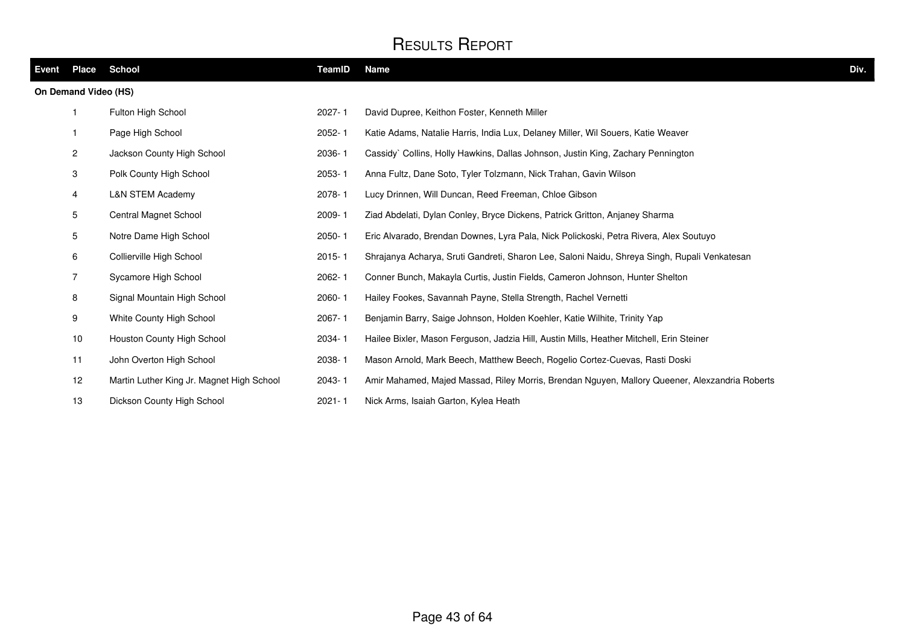# Results Report

| Event | Place | School | TeamID | Name | Div. |
|---|---|---|---|---|---|
| **On Demand Video (HS)** | | | | | |
| | 1 | Fulton High School | 2027- 1 | David Dupree, Keithon Foster, Kenneth Miller | |
| | 1 | Page High School | 2052- 1 | Katie Adams, Natalie Harris, India Lux, Delaney Miller, Wil Souers, Katie Weaver | |
| | 2 | Jackson County High School | 2036- 1 | Cassidy` Collins, Holly Hawkins, Dallas Johnson, Justin King, Zachary Pennington | |
| | 3 | Polk County High School | 2053- 1 | Anna Fultz, Dane Soto, Tyler Tolzmann, Nick Trahan, Gavin Wilson | |
| | 4 | L&N STEM Academy | 2078- 1 | Lucy Drinnen, Will Duncan, Reed Freeman, Chloe Gibson | |
| | 5 | Central Magnet School | 2009- 1 | Ziad Abdelati, Dylan Conley, Bryce Dickens, Patrick Gritton, Anjaney Sharma | |
| | 5 | Notre Dame High School | 2050- 1 | Eric Alvarado, Brendan Downes, Lyra Pala, Nick Polickoski, Petra Rivera, Alex Soutuyo | |
| | 6 | Collierville High School | 2015- 1 | Shrajanya Acharya, Sruti Gandreti, Sharon Lee, Saloni Naidu, Shreya Singh, Rupali Venkatesan | |
| | 7 | Sycamore High School | 2062- 1 | Conner Bunch, Makayla Curtis, Justin Fields, Cameron Johnson, Hunter Shelton | |
| | 8 | Signal Mountain High School | 2060- 1 | Hailey Fookes, Savannah Payne, Stella Strength, Rachel Vernetti | |
| | 9 | White County High School | 2067- 1 | Benjamin Barry, Saige Johnson, Holden Koehler, Katie Wilhite, Trinity Yap | |
| | 10 | Houston County High School | 2034- 1 | Hailee Bixler, Mason Ferguson, Jadzia Hill, Austin Mills, Heather Mitchell, Erin Steiner | |
| | 11 | John Overton High School | 2038- 1 | Mason Arnold, Mark Beech, Matthew Beech, Rogelio Cortez-Cuevas, Rasti Doski | |
| | 12 | Martin Luther King Jr. Magnet High School | 2043- 1 | Amir Mahamed, Majed Massad, Riley Morris, Brendan Nguyen, Mallory Queener, Alexzandria Roberts | |
| | 13 | Dickson County High School | 2021- 1 | Nick Arms, Isaiah Garton, Kylea Heath | |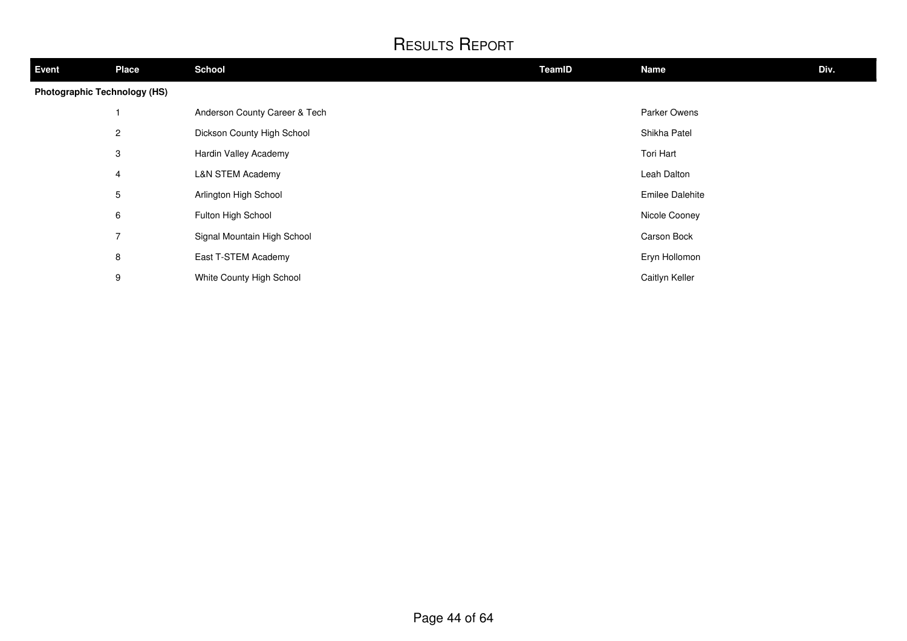# Results Report

| Event | Place | School | TeamID | Name | Div. |
|---|---|---|---|---|---|
| **Photographic Technology (HS)** | | | | | |
| | 1 | Anderson County Career & Tech | | Parker Owens | |
| | 2 | Dickson County High School | | Shikha Patel | |
| | 3 | Hardin Valley Academy | | Tori Hart | |
| | 4 | L&N STEM Academy | | Leah Dalton | |
| | 5 | Arlington High School | | Emilee Dalehite | |
| | 6 | Fulton High School | | Nicole Cooney | |
| | 7 | Signal Mountain High School | | Carson Bock | |
| | 8 | East T-STEM Academy | | Eryn Hollomon | |
| | 9 | White County High School | | Caitlyn Keller | |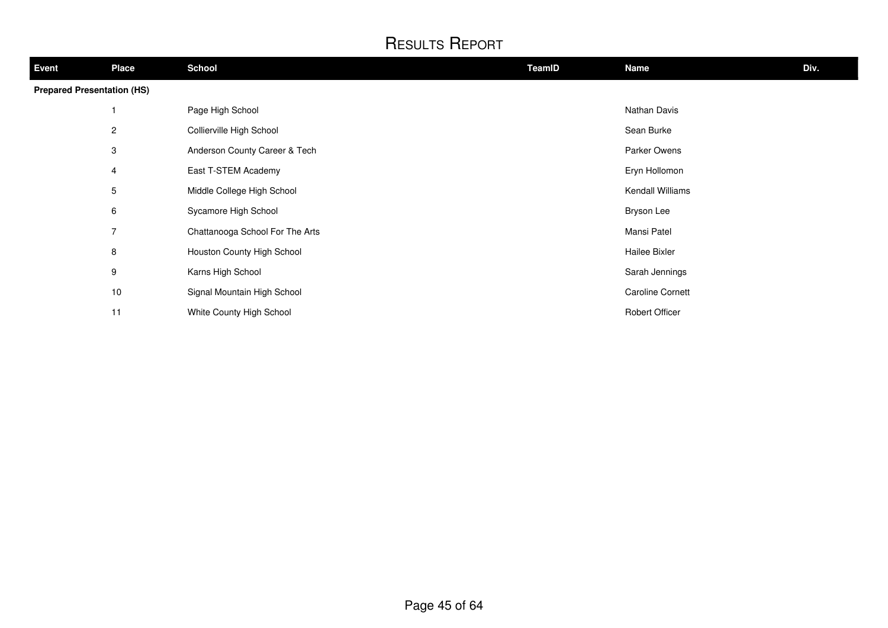# Results Report

| Event | Place | School | TeamID | Name | Div. |
|---|---|---|---|---|---|
| **Prepared Presentation (HS)** | | | | | |
| | 1 | Page High School | | Nathan Davis | |
| | 2 | Collierville High School | | Sean Burke | |
| | 3 | Anderson County Career & Tech | | Parker Owens | |
| | 4 | East T-STEM Academy | | Eryn Hollomon | |
| | 5 | Middle College High School | | Kendall Williams | |
| | 6 | Sycamore High School | | Bryson Lee | |
| | 7 | Chattanooga School For The Arts | | Mansi Patel | |
| | 8 | Houston County High School | | Hailee Bixler | |
| | 9 | Karns High School | | Sarah Jennings | |
| | 10 | Signal Mountain High School | | Caroline Cornett | |
| | 11 | White County High School | | Robert Officer | |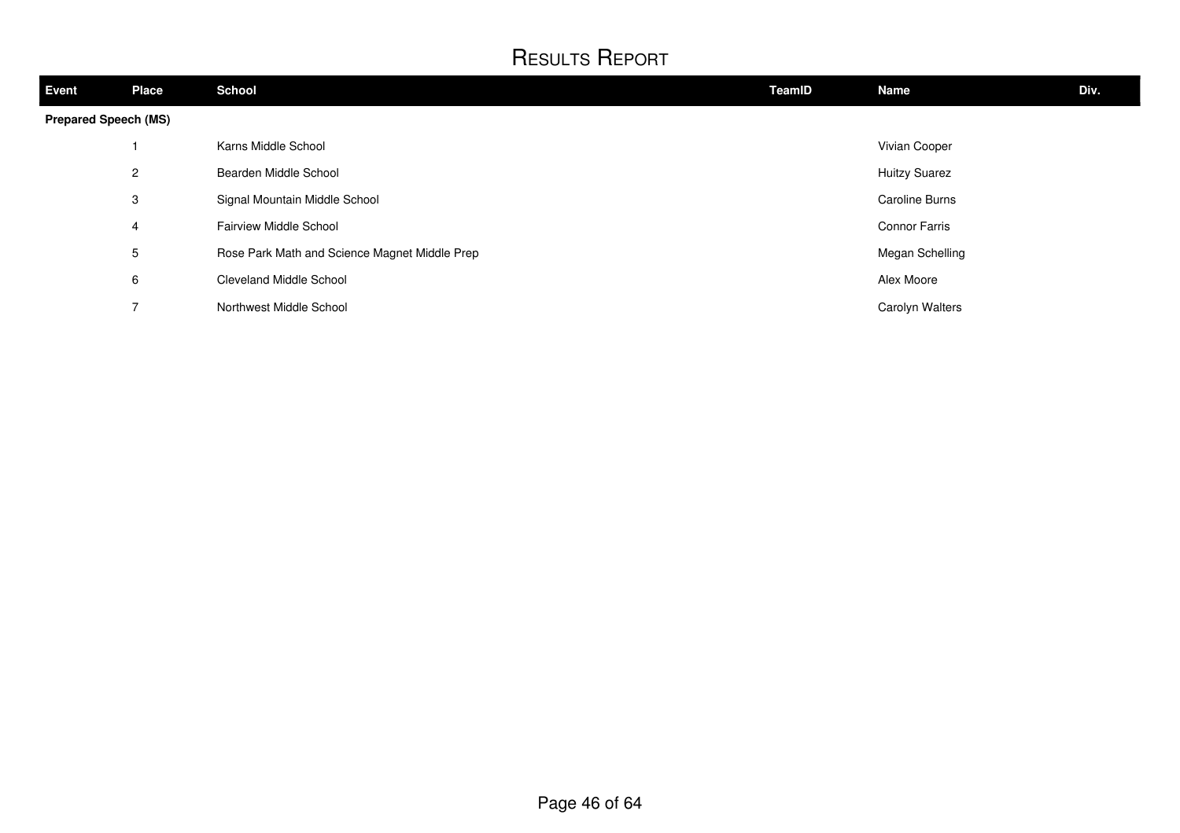# Results Report

| Event | Place | School | TeamID | Name | Div. |
|---|---|---|---|---|---|
| **Prepared Speech (MS)** | | | | | |
| | 1 | Karns Middle School | | Vivian Cooper | |
| | 2 | Bearden Middle School | | Huitzy Suarez | |
| | 3 | Signal Mountain Middle School | | Caroline Burns | |
| | 4 | Fairview Middle School | | Connor Farris | |
| | 5 | Rose Park Math and Science Magnet Middle Prep | | Megan Schelling | |
| | 6 | Cleveland Middle School | | Alex Moore | |
| | 7 | Northwest Middle School | | Carolyn Walters | |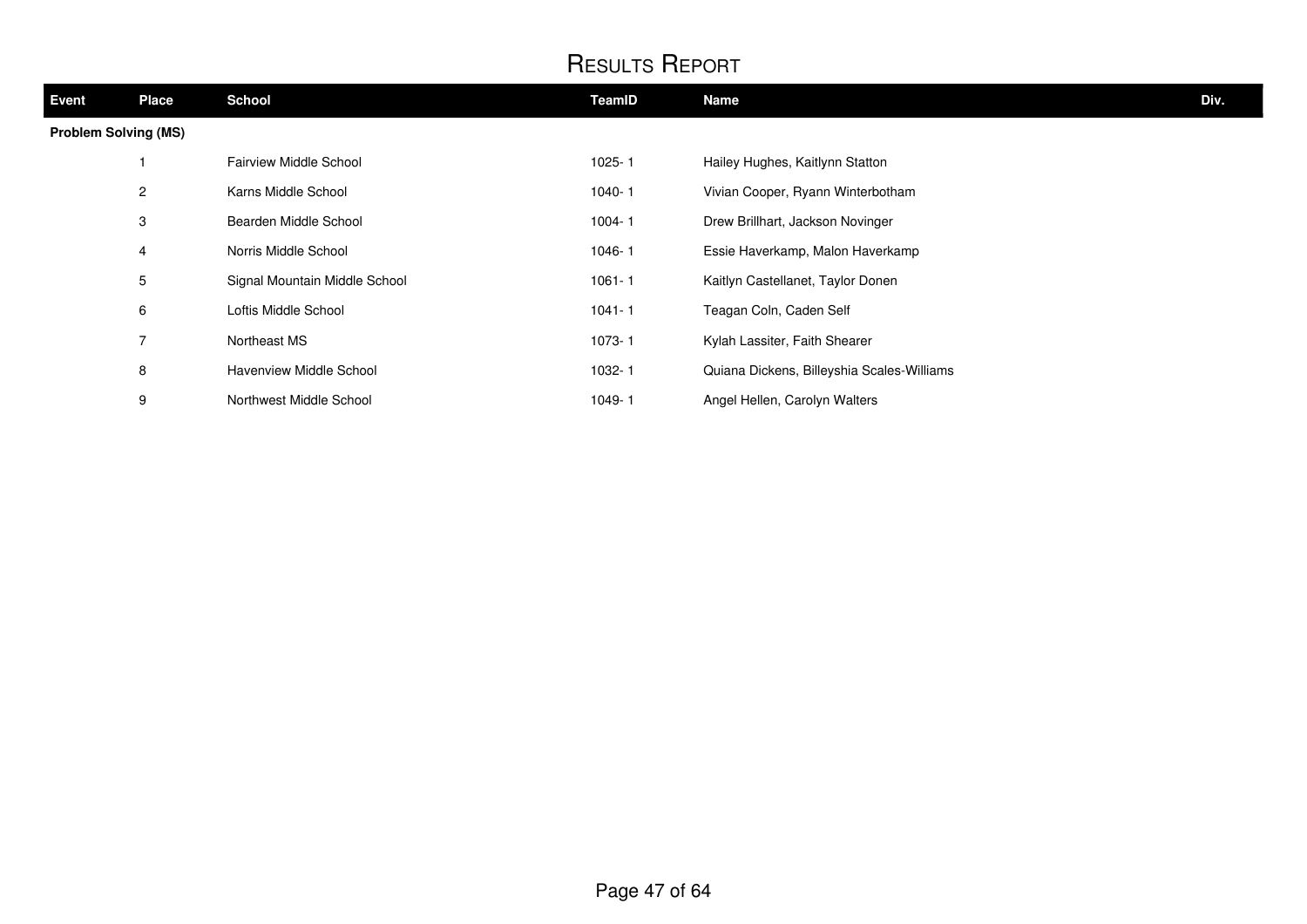# Results Report

| Event | Place | School | TeamID | Name | Div. |
|---|---|---|---|---|---|
| **Problem Solving (MS)** | | | | | |
| | 1 | Fairview Middle School | 1025- 1 | Hailey Hughes, Kaitlynn Statton | |
| | 2 | Karns Middle School | 1040- 1 | Vivian Cooper, Ryann Winterbotham | |
| | 3 | Bearden Middle School | 1004- 1 | Drew Brillhart, Jackson Novinger | |
| | 4 | Norris Middle School | 1046- 1 | Essie Haverkamp, Malon Haverkamp | |
| | 5 | Signal Mountain Middle School | 1061- 1 | Kaitlyn Castellanet, Taylor Donen | |
| | 6 | Loftis Middle School | 1041- 1 | Teagan Coln, Caden Self | |
| | 7 | Northeast MS | 1073- 1 | Kylah Lassiter, Faith Shearer | |
| | 8 | Havenview Middle School | 1032- 1 | Quiana Dickens, Billeyshia Scales-Williams | |
| | 9 | Northwest Middle School | 1049- 1 | Angel Hellen, Carolyn Walters | |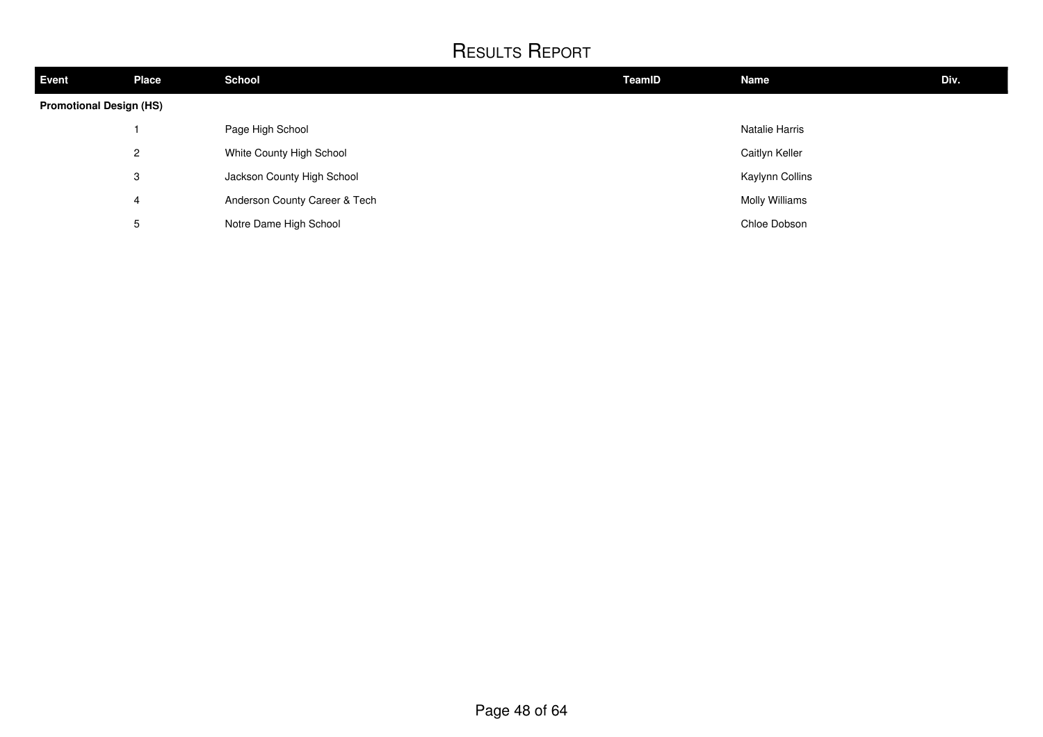# Results Report

| Event | Place | School | TeamID | Name | Div. |
|---|---|---|---|---|---|
| **Promotional Design (HS)** | | | | | |
| | 1 | Page High School | | Natalie Harris | |
| | 2 | White County High School | | Caitlyn Keller | |
| | 3 | Jackson County High School | | Kaylynn Collins | |
| | 4 | Anderson County Career & Tech | | Molly Williams | |
| | 5 | Notre Dame High School | | Chloe Dobson | |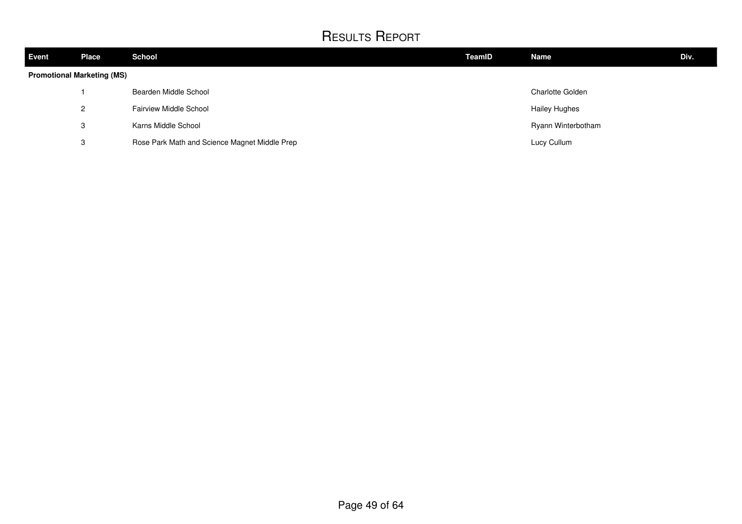# Results Report

| Event | Place | School | TeamID | Name | Div. |
|---|---|---|---|---|---|
| **Promotional Marketing (MS)** | | | | | |
| | 1 | Bearden Middle School | | Charlotte Golden | |
| | 2 | Fairview Middle School | | Hailey Hughes | |
| | 3 | Karns Middle School | | Ryann Winterbotham | |
| | 3 | Rose Park Math and Science Magnet Middle Prep | | Lucy Cullum | |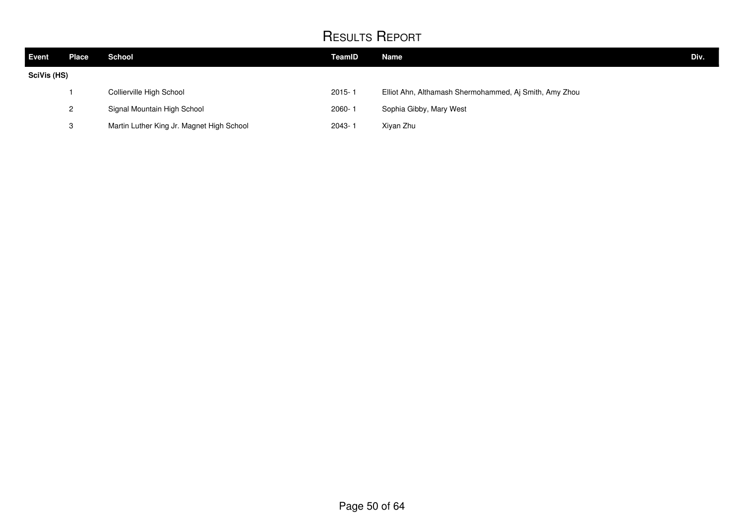# Results Report

| Event | Place | School | TeamID | Name | Div. |
|---|---|---|---|---|---|
| **SciVis (HS)** | | | | | |
| | 1 | Collierville High School | 2015- 1 | Elliot Ahn, Althamash Shermohammed, Aj Smith, Amy Zhou | |
| | 2 | Signal Mountain High School | 2060- 1 | Sophia Gibby, Mary West | |
| | 3 | Martin Luther King Jr. Magnet High School | 2043- 1 | Xiyan Zhu | |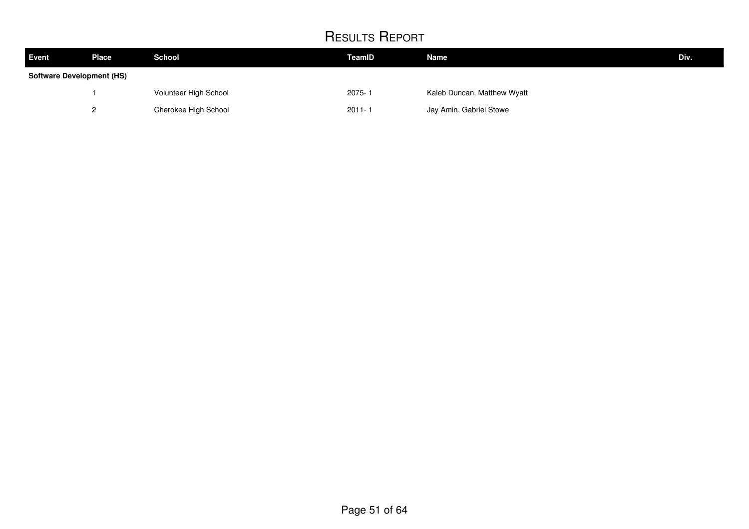# Results Report

| Event | Place | School | TeamID | Name | Div. |
|---|---|---|---|---|---|
| **Software Development (HS)** | | | | | |
| | 1 | Volunteer High School | 2075- 1 | Kaleb Duncan, Matthew Wyatt | |
| | 2 | Cherokee High School | 2011- 1 | Jay Amin, Gabriel Stowe | |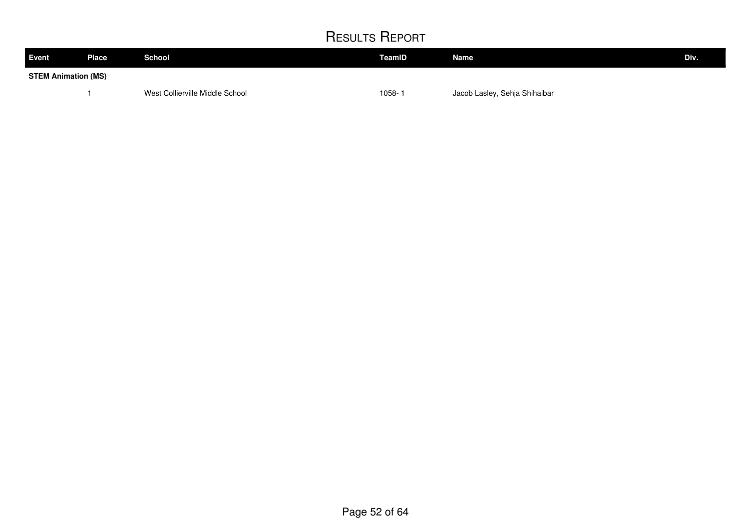# Results Report

| Event | Place | School | TeamID | Name | Div. |
|---|---|---|---|---|---|
| **STEM Animation (MS)** | | | | | |
| | 1 | West Collierville Middle School | 1058- 1 | Jacob Lasley, Sehja Shihaibar | |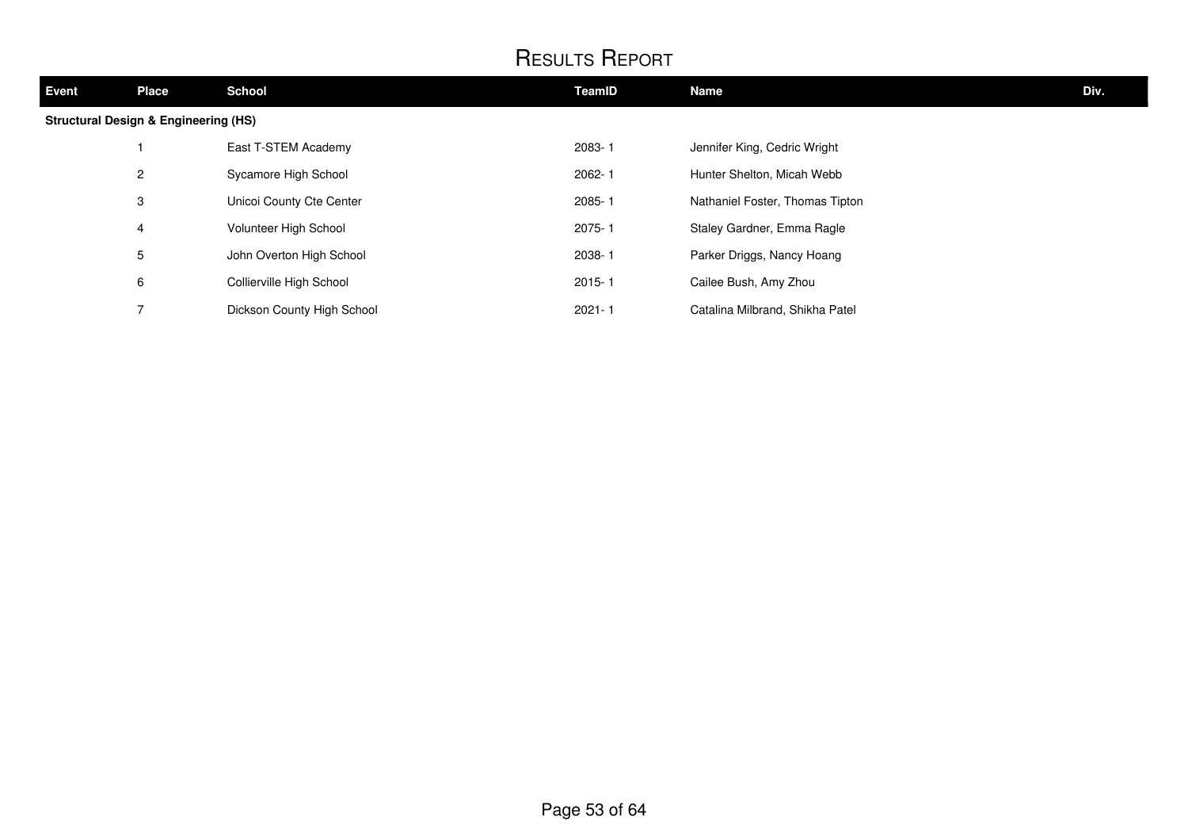# Results Report

| Event | Place | School | TeamID | Name | Div. |
| --- | --- | --- | --- | --- | --- |
| **Structural Design & Engineering (HS)** | | | | | |
| | 1 | East T-STEM Academy | 2083- 1 | Jennifer King, Cedric Wright | |
| | 2 | Sycamore High School | 2062- 1 | Hunter Shelton, Micah Webb | |
| | 3 | Unicoi County Cte Center | 2085- 1 | Nathaniel Foster, Thomas Tipton | |
| | 4 | Volunteer High School | 2075- 1 | Staley Gardner, Emma Ragle | |
| | 5 | John Overton High School | 2038- 1 | Parker Driggs, Nancy Hoang | |
| | 6 | Collierville High School | 2015- 1 | Cailee Bush, Amy Zhou | |
| | 7 | Dickson County High School | 2021- 1 | Catalina Milbrand, Shikha Patel | |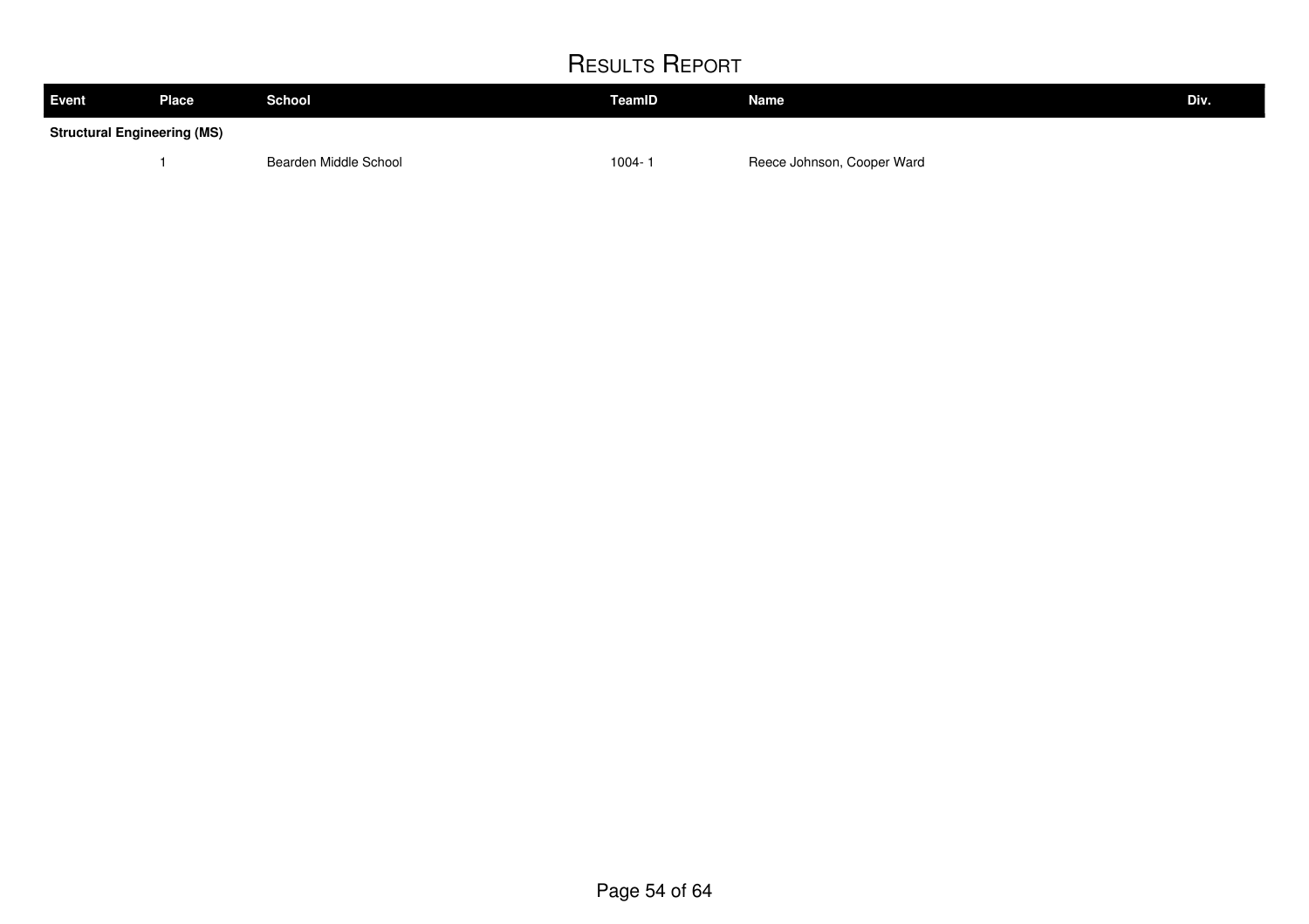# Results Report

| Event | Place | School | TeamID | Name | Div. |
|---|---|---|---|---|---|
| **Structural Engineering (MS)** | | | | | |
| | 1 | Bearden Middle School | 1004- 1 | Reece Johnson, Cooper Ward | |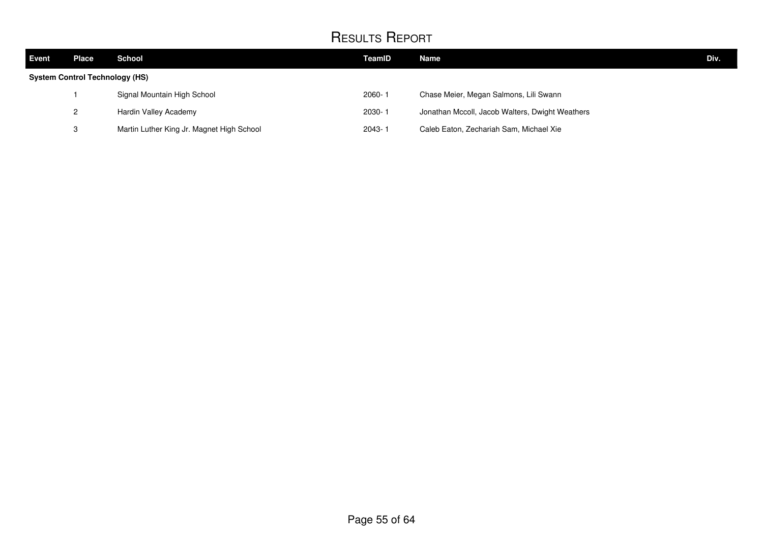# Results Report

| Event | Place | School | TeamID | Name | Div. |
|---|---|---|---|---|---|
| **System Control Technology (HS)** | | | | | |
| | 1 | Signal Mountain High School | 2060- 1 | Chase Meier, Megan Salmons, Lili Swann | |
| | 2 | Hardin Valley Academy | 2030- 1 | Jonathan Mccoll, Jacob Walters, Dwight Weathers | |
| | 3 | Martin Luther King Jr. Magnet High School | 2043- 1 | Caleb Eaton, Zechariah Sam, Michael Xie | |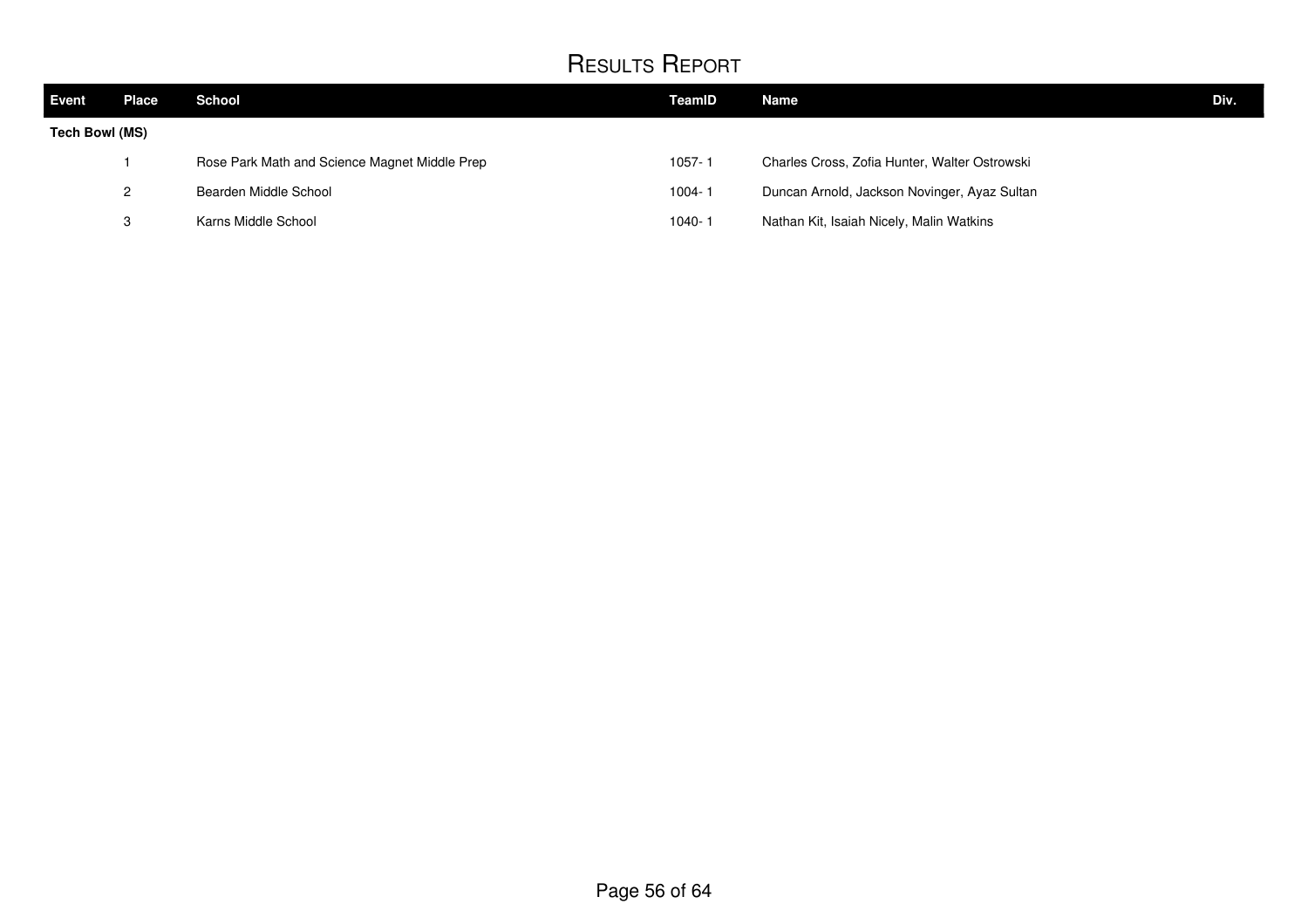# Results Report

| Event | Place | School | TeamID | Name | Div. |
|---|---|---|---|---|---|
| **Tech Bowl (MS)** | | | | | |
| | 1 | Rose Park Math and Science Magnet Middle Prep | 1057- 1 | Charles Cross, Zofia Hunter, Walter Ostrowski | |
| | 2 | Bearden Middle School | 1004- 1 | Duncan Arnold, Jackson Novinger, Ayaz Sultan | |
| | 3 | Karns Middle School | 1040- 1 | Nathan Kit, Isaiah Nicely, Malin Watkins | |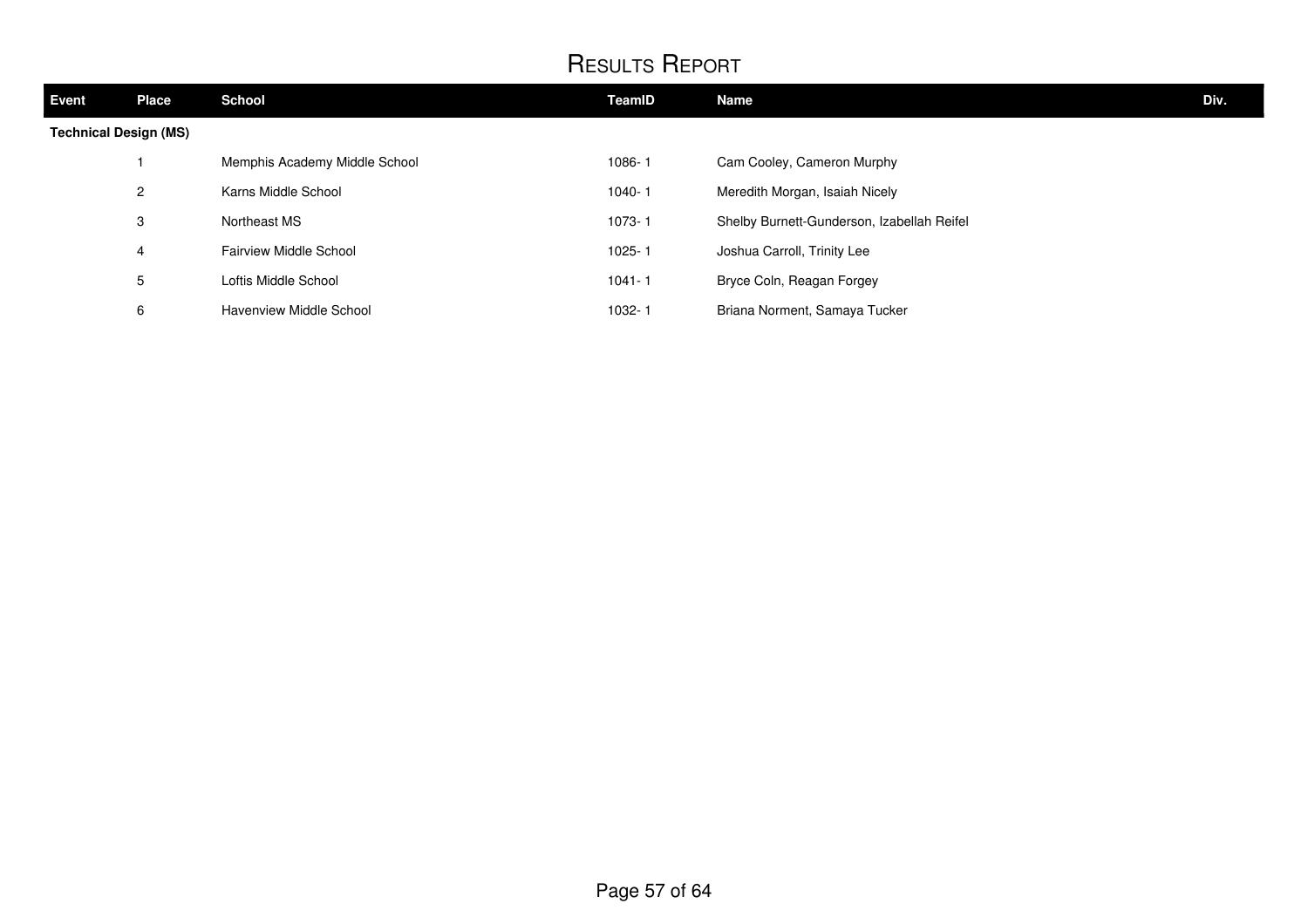# Results Report

| Event | Place | School | TeamID | Name | Div. |
|---|---|---|---|---|---|
| **Technical Design (MS)** | | | | | |
| | 1 | Memphis Academy Middle School | 1086- 1 | Cam Cooley, Cameron Murphy | |
| | 2 | Karns Middle School | 1040- 1 | Meredith Morgan, Isaiah Nicely | |
| | 3 | Northeast MS | 1073- 1 | Shelby Burnett-Gunderson, Izabellah Reifel | |
| | 4 | Fairview Middle School | 1025- 1 | Joshua Carroll, Trinity Lee | |
| | 5 | Loftis Middle School | 1041- 1 | Bryce Coln, Reagan Forgey | |
| | 6 | Havenview Middle School | 1032- 1 | Briana Norment, Samaya Tucker | |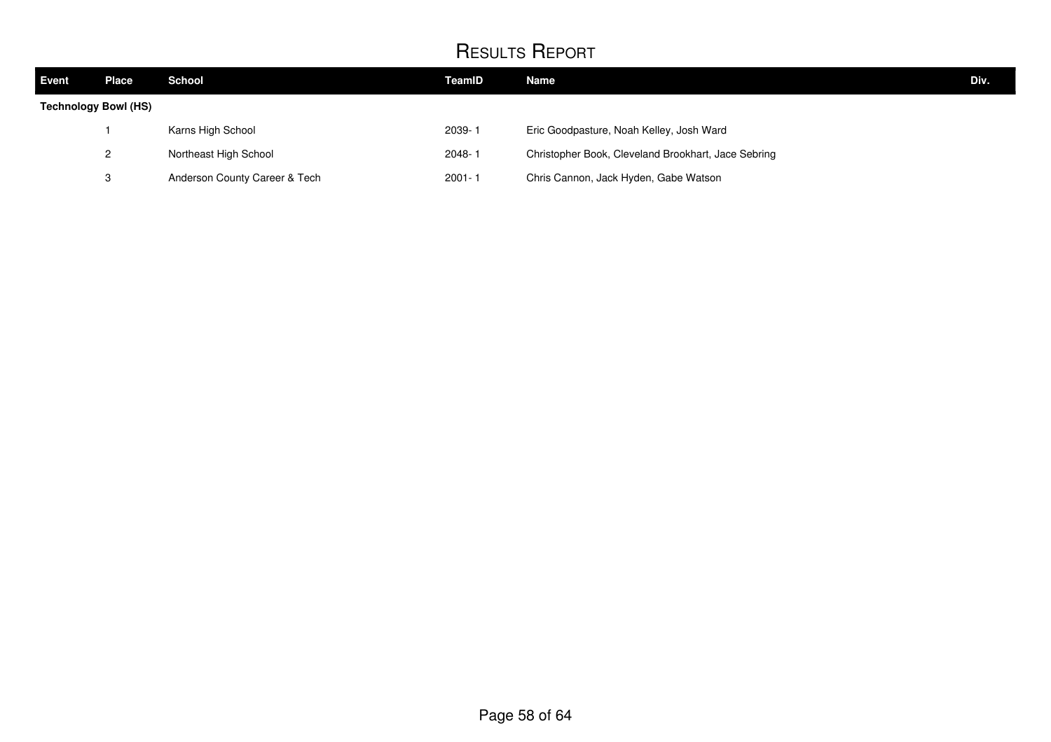# Results Report

| Event | Place | School | TeamID | Name | Div. |
|---|---|---|---|---|---|
| **Technology Bowl (HS)** | | | | | |
| | 1 | Karns High School | 2039- 1 | Eric Goodpasture, Noah Kelley, Josh Ward | |
| | 2 | Northeast High School | 2048- 1 | Christopher Book, Cleveland Brookhart, Jace Sebring | |
| | 3 | Anderson County Career & Tech | 2001- 1 | Chris Cannon, Jack Hyden, Gabe Watson | |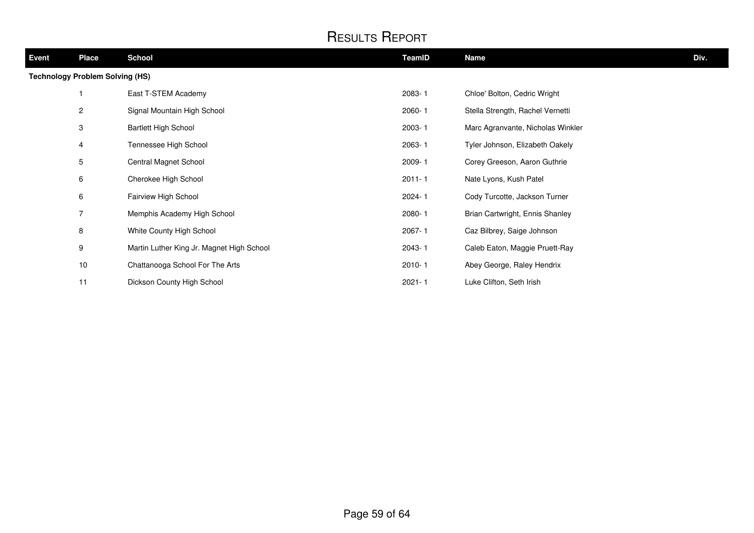# Results Report

| Event | Place | School | TeamID | Name | Div. |
|---|---|---|---|---|---|
| **Technology Problem Solving (HS)** | | | | | |
| | 1 | East T-STEM Academy | 2083- 1 | Chloe' Bolton, Cedric Wright | |
| | 2 | Signal Mountain High School | 2060- 1 | Stella Strength, Rachel Vernetti | |
| | 3 | Bartlett High School | 2003- 1 | Marc Agranvante, Nicholas Winkler | |
| | 4 | Tennessee High School | 2063- 1 | Tyler Johnson, Elizabeth Oakely | |
| | 5 | Central Magnet School | 2009- 1 | Corey Greeson, Aaron Guthrie | |
| | 6 | Cherokee High School | 2011- 1 | Nate Lyons, Kush Patel | |
| | 6 | Fairview High School | 2024- 1 | Cody Turcotte, Jackson Turner | |
| | 7 | Memphis Academy High School | 2080- 1 | Brian Cartwright, Ennis Shanley | |
| | 8 | White County High School | 2067- 1 | Caz Bilbrey, Saige Johnson | |
| | 9 | Martin Luther King Jr. Magnet High School | 2043- 1 | Caleb Eaton, Maggie Pruett-Ray | |
| | 10 | Chattanooga School For The Arts | 2010- 1 | Abey George, Raley Hendrix | |
| | 11 | Dickson County High School | 2021- 1 | Luke Clifton, Seth Irish | |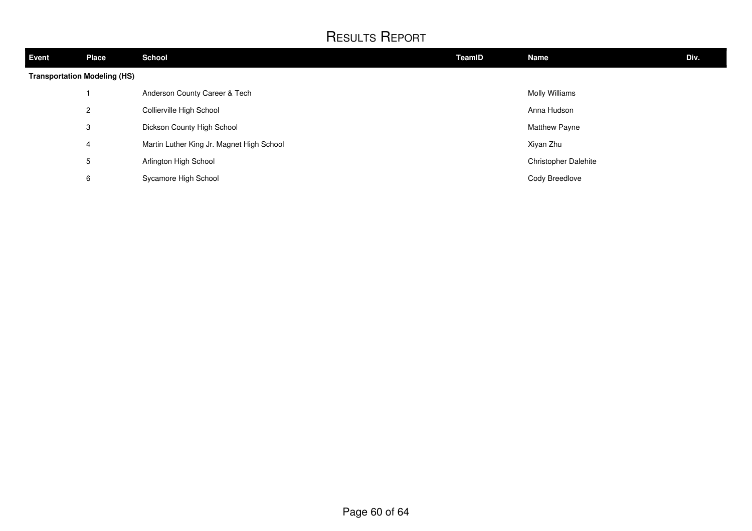# Results Report

| Event | Place | School | TeamID | Name | Div. |
|---|---|---|---|---|---|
| **Transportation Modeling (HS)** | | | | | |
| | 1 | Anderson County Career & Tech | | Molly Williams | |
| | 2 | Collierville High School | | Anna Hudson | |
| | 3 | Dickson County High School | | Matthew Payne | |
| | 4 | Martin Luther King Jr. Magnet High School | | Xiyan Zhu | |
| | 5 | Arlington High School | | Christopher Dalehite | |
| | 6 | Sycamore High School | | Cody Breedlove | |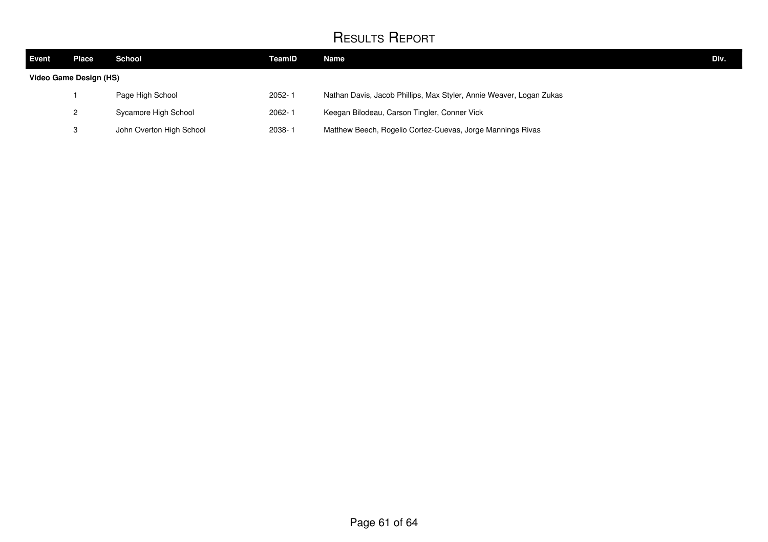# Results Report

| Event | Place | School | TeamID | Name | Div. |
|---|---|---|---|---|---|
| **Video Game Design (HS)** | | | | | |
| | 1 | Page High School | 2052- 1 | Nathan Davis, Jacob Phillips, Max Styler, Annie Weaver, Logan Zukas | |
| | 2 | Sycamore High School | 2062- 1 | Keegan Bilodeau, Carson Tingler, Conner Vick | |
| | 3 | John Overton High School | 2038- 1 | Matthew Beech, Rogelio Cortez-Cuevas, Jorge Mannings Rivas | |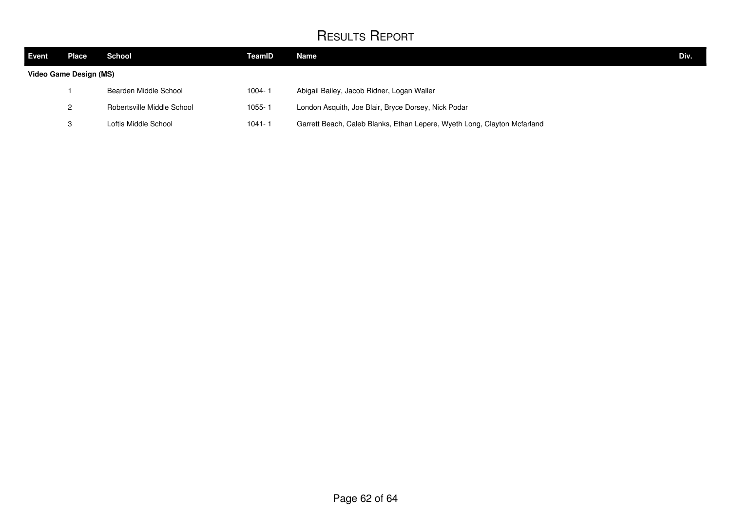# Results Report

| Event | Place | School | TeamID | Name | Div. |
|---|---|---|---|---|---|
| **Video Game Design (MS)** | | | | | |
| | 1 | Bearden Middle School | 1004- 1 | Abigail Bailey, Jacob Ridner, Logan Waller | |
| | 2 | Robertsville Middle School | 1055- 1 | London Asquith, Joe Blair, Bryce Dorsey, Nick Podar | |
| | 3 | Loftis Middle School | 1041- 1 | Garrett Beach, Caleb Blanks, Ethan Lepere, Wyeth Long, Clayton Mcfarland | |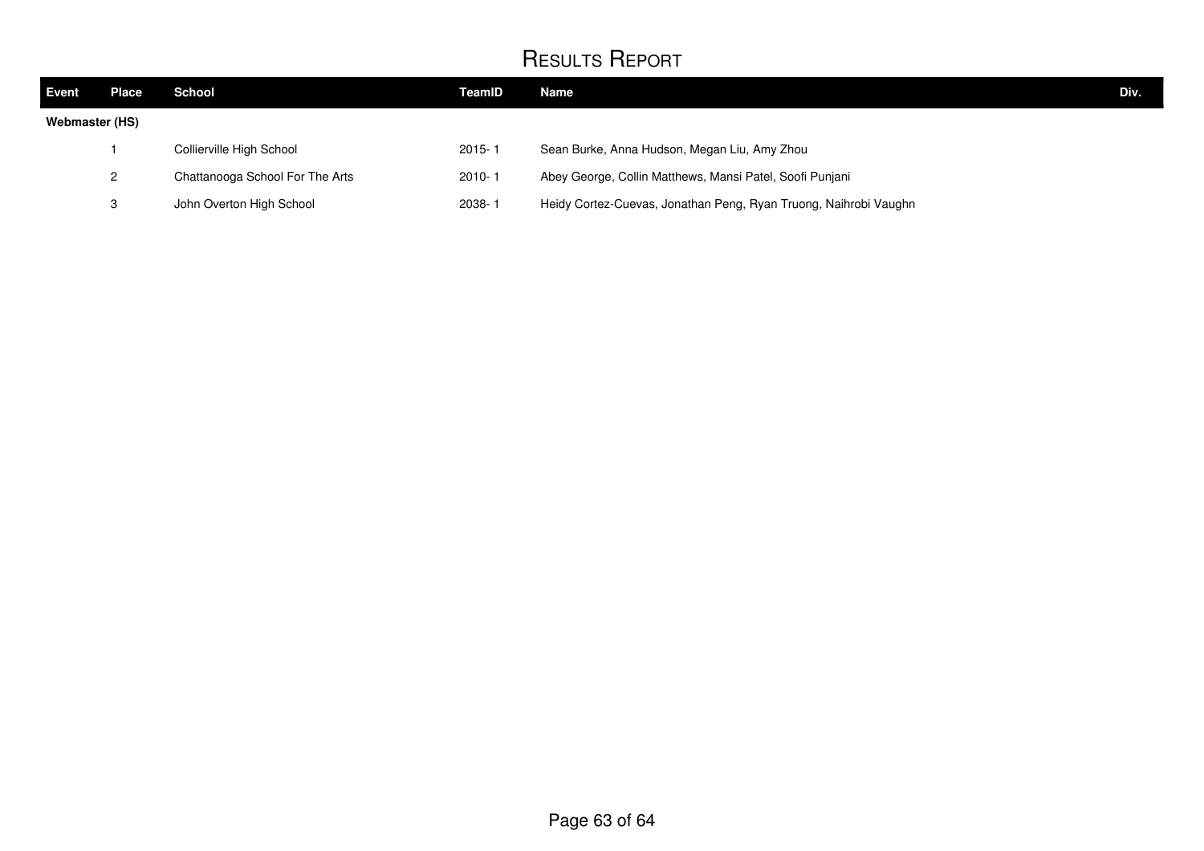# Results Report

| Event | Place | School | TeamID | Name | Div. |
|---|---|---|---|---|---|
| **Webmaster (HS)** | | | | | |
| | 1 | Collierville High School | 2015- 1 | Sean Burke, Anna Hudson, Megan Liu, Amy Zhou | |
| | 2 | Chattanooga School For The Arts | 2010- 1 | Abey George, Collin Matthews, Mansi Patel, Soofi Punjani | |
| | 3 | John Overton High School | 2038- 1 | Heidy Cortez-Cuevas, Jonathan Peng, Ryan Truong, Naihrobi Vaughn | |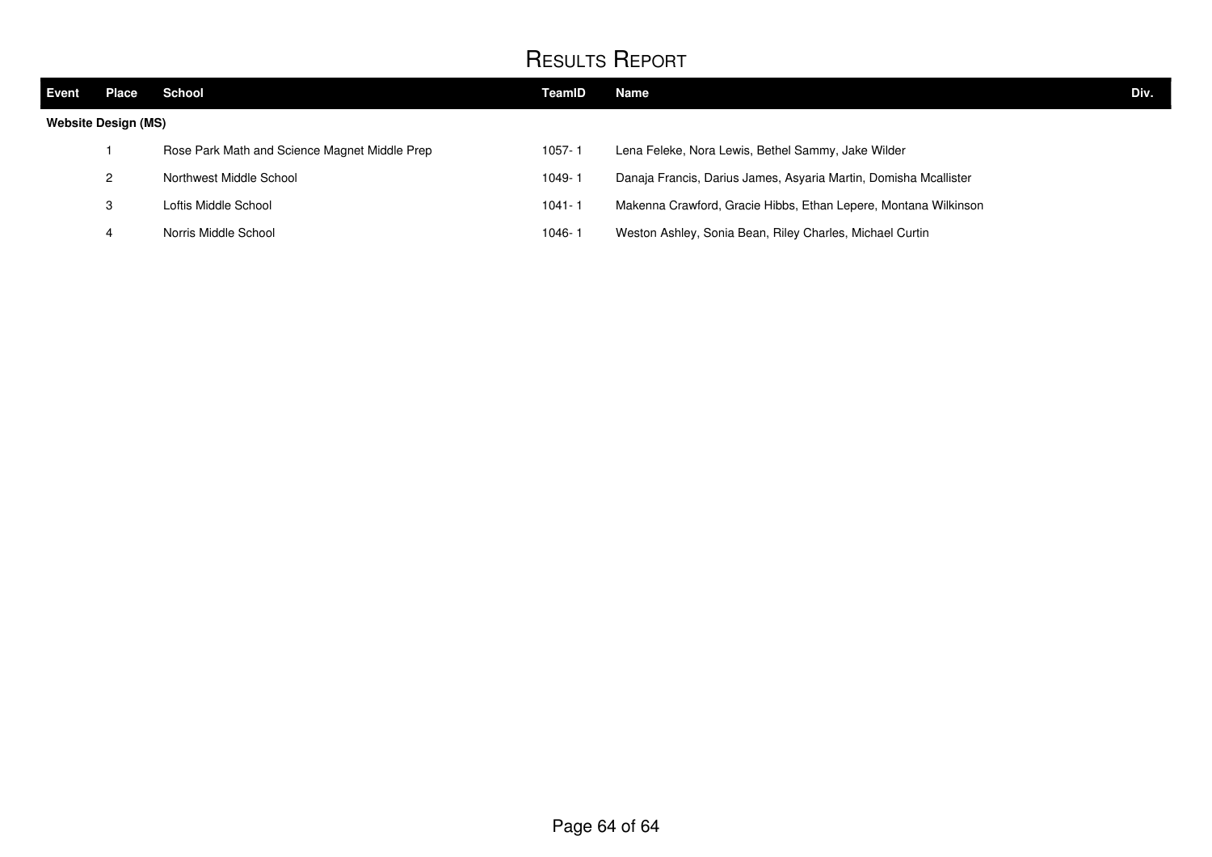# RESULTS REPORT

| Event | Place | School | TeamID | Name | Div. |
|---|---|---|---|---|---|
| **Website Design (MS)** | | | | | |
| | 1 | Rose Park Math and Science Magnet Middle Prep | 1057- 1 | Lena Feleke, Nora Lewis, Bethel Sammy, Jake Wilder | |
| | 2 | Northwest Middle School | 1049- 1 | Danaja Francis, Darius James, Asyaria Martin, Domisha Mcallister | |
| | 3 | Loftis Middle School | 1041- 1 | Makenna Crawford, Gracie Hibbs, Ethan Lepere, Montana Wilkinson | |
| | 4 | Norris Middle School | 1046- 1 | Weston Ashley, Sonia Bean, Riley Charles, Michael Curtin | |